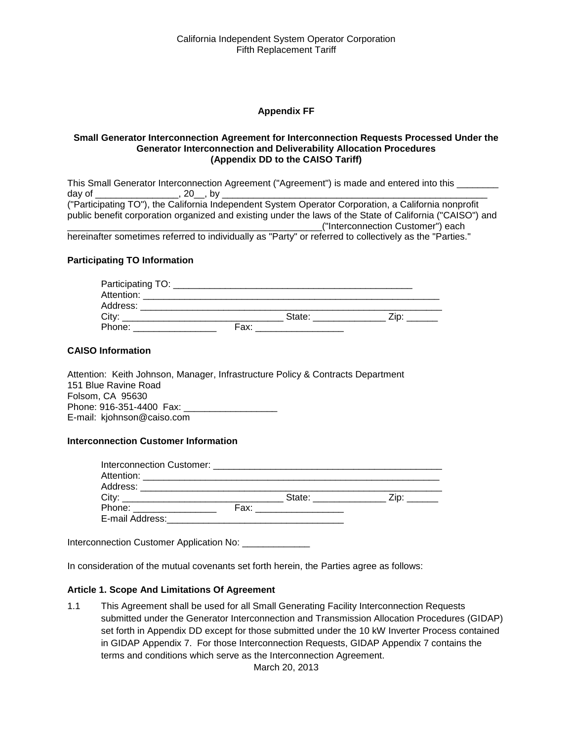### Appendix FF

### Small Generator Interconnection Agreement for Interconnection Requests Processed Under the Generator Interconnection and Deliverability Allocation Procedures (Appendix DD to the CAISO Tariff)

This Small Generator Interconnection Agreement ("Agreement") is made and entered into this ________ day of ________________, 20__, by ____________________________________________________ ("Participating TO"), the California Independent System Operator Corporation, a California nonprofit public benefit corporation organized and existing under the laws of the State of California ("CAISO") and ___________________________________________________("Interconnection Customer") each hereinafter sometimes referred to individually as "Party" or referred to collectively as the "Parties."

**Participating TO Information**

Participating TO: _______________________________________________
Attention: ____________________________________________________________
Address: _____________________________________________________________
City: ________________________________ State: ______________ Zip: ______
Phone: ________________ Fax: _________________

**CAISO Information**

Attention: Keith Johnson, Manager, Infrastructure Policy & Contracts Department
151 Blue Ravine Road
Folsom, CA 95630
Phone: 916-351-4400 Fax: __________________
E-mail: kjohnson@caiso.com

**Interconnection Customer Information**

Interconnection Customer: ____________________________________________
Attention: ____________________________________________________________
Address: _____________________________________________________________
City: ________________________________ State: ______________ Zip: ______
Phone: ________________ Fax: _________________
E-mail Address:__________________________________

Interconnection Customer Application No: _____________

In consideration of the mutual covenants set forth herein, the Parties agree as follows:

**Article 1. Scope And Limitations Of Agreement**

1.1 This Agreement shall be used for all Small Generating Facility Interconnection Requests submitted under the Generator Interconnection and Transmission Allocation Procedures (GIDAP) set forth in Appendix DD except for those submitted under the 10 kW Inverter Process contained in GIDAP Appendix 7. For those Interconnection Requests, GIDAP Appendix 7 contains the terms and conditions which serve as the Interconnection Agreement.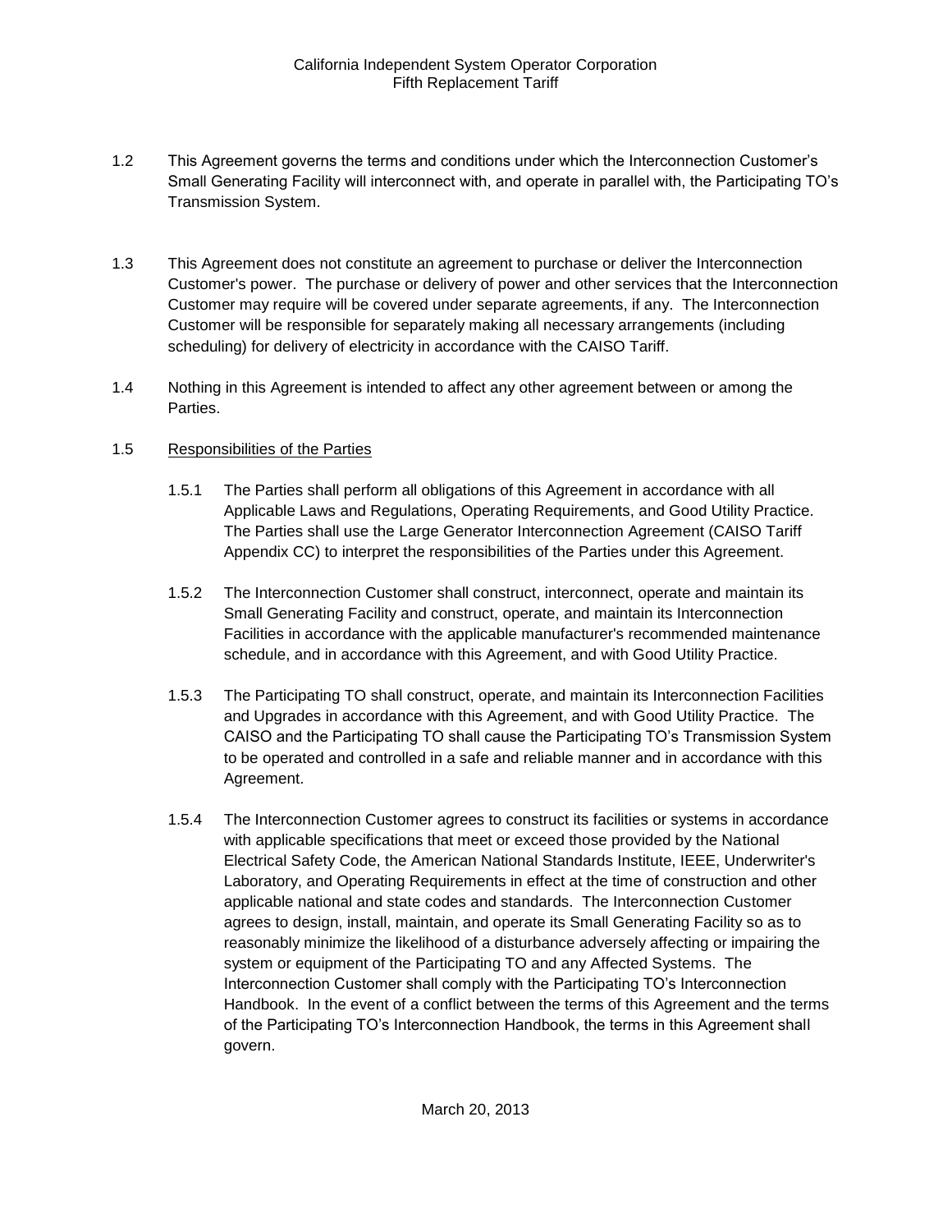1.2 This Agreement governs the terms and conditions under which the Interconnection Customer's Small Generating Facility will interconnect with, and operate in parallel with, the Participating TO's Transmission System.

1.3 This Agreement does not constitute an agreement to purchase or deliver the Interconnection Customer's power. The purchase or delivery of power and other services that the Interconnection Customer may require will be covered under separate agreements, if any. The Interconnection Customer will be responsible for separately making all necessary arrangements (including scheduling) for delivery of electricity in accordance with the CAISO Tariff.

1.4 Nothing in this Agreement is intended to affect any other agreement between or among the Parties.

1.5 Responsibilities of the Parties

1.5.1 The Parties shall perform all obligations of this Agreement in accordance with all Applicable Laws and Regulations, Operating Requirements, and Good Utility Practice. The Parties shall use the Large Generator Interconnection Agreement (CAISO Tariff Appendix CC) to interpret the responsibilities of the Parties under this Agreement.

1.5.2 The Interconnection Customer shall construct, interconnect, operate and maintain its Small Generating Facility and construct, operate, and maintain its Interconnection Facilities in accordance with the applicable manufacturer's recommended maintenance schedule, and in accordance with this Agreement, and with Good Utility Practice.

1.5.3 The Participating TO shall construct, operate, and maintain its Interconnection Facilities and Upgrades in accordance with this Agreement, and with Good Utility Practice. The CAISO and the Participating TO shall cause the Participating TO's Transmission System to be operated and controlled in a safe and reliable manner and in accordance with this Agreement.

1.5.4 The Interconnection Customer agrees to construct its facilities or systems in accordance with applicable specifications that meet or exceed those provided by the National Electrical Safety Code, the American National Standards Institute, IEEE, Underwriter's Laboratory, and Operating Requirements in effect at the time of construction and other applicable national and state codes and standards. The Interconnection Customer agrees to design, install, maintain, and operate its Small Generating Facility so as to reasonably minimize the likelihood of a disturbance adversely affecting or impairing the system or equipment of the Participating TO and any Affected Systems. The Interconnection Customer shall comply with the Participating TO's Interconnection Handbook. In the event of a conflict between the terms of this Agreement and the terms of the Participating TO's Interconnection Handbook, the terms in this Agreement shall govern.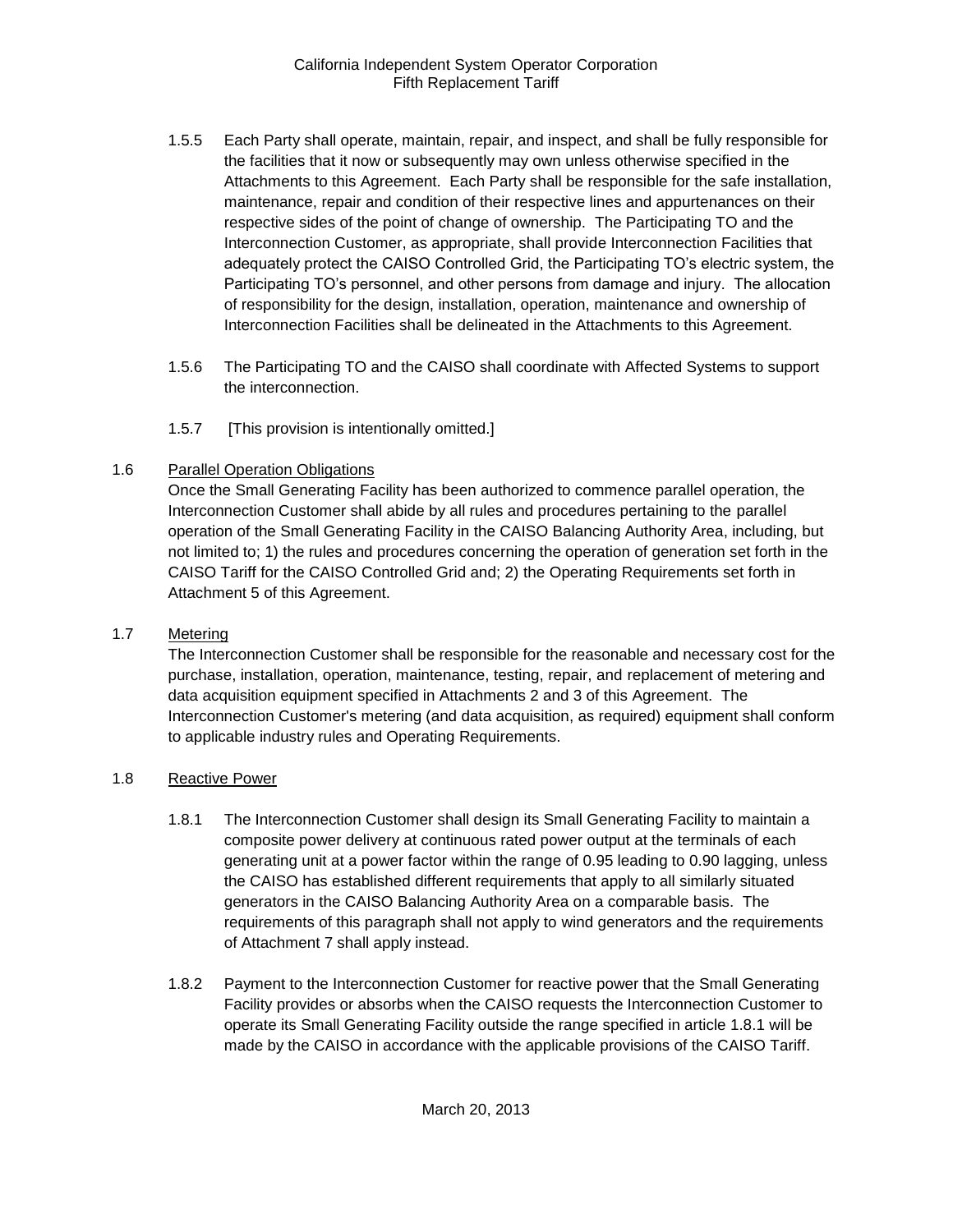1.5.5 Each Party shall operate, maintain, repair, and inspect, and shall be fully responsible for the facilities that it now or subsequently may own unless otherwise specified in the Attachments to this Agreement. Each Party shall be responsible for the safe installation, maintenance, repair and condition of their respective lines and appurtenances on their respective sides of the point of change of ownership. The Participating TO and the Interconnection Customer, as appropriate, shall provide Interconnection Facilities that adequately protect the CAISO Controlled Grid, the Participating TO's electric system, the Participating TO's personnel, and other persons from damage and injury. The allocation of responsibility for the design, installation, operation, maintenance and ownership of Interconnection Facilities shall be delineated in the Attachments to this Agreement.

1.5.6 The Participating TO and the CAISO shall coordinate with Affected Systems to support the interconnection.

1.5.7 [This provision is intentionally omitted.]

1.6 Parallel Operation Obligations

Once the Small Generating Facility has been authorized to commence parallel operation, the Interconnection Customer shall abide by all rules and procedures pertaining to the parallel operation of the Small Generating Facility in the CAISO Balancing Authority Area, including, but not limited to; 1) the rules and procedures concerning the operation of generation set forth in the CAISO Tariff for the CAISO Controlled Grid and; 2) the Operating Requirements set forth in Attachment 5 of this Agreement.

1.7 Metering

The Interconnection Customer shall be responsible for the reasonable and necessary cost for the purchase, installation, operation, maintenance, testing, repair, and replacement of metering and data acquisition equipment specified in Attachments 2 and 3 of this Agreement. The Interconnection Customer's metering (and data acquisition, as required) equipment shall conform to applicable industry rules and Operating Requirements.

1.8 Reactive Power

1.8.1 The Interconnection Customer shall design its Small Generating Facility to maintain a composite power delivery at continuous rated power output at the terminals of each generating unit at a power factor within the range of 0.95 leading to 0.90 lagging, unless the CAISO has established different requirements that apply to all similarly situated generators in the CAISO Balancing Authority Area on a comparable basis. The requirements of this paragraph shall not apply to wind generators and the requirements of Attachment 7 shall apply instead.

1.8.2 Payment to the Interconnection Customer for reactive power that the Small Generating Facility provides or absorbs when the CAISO requests the Interconnection Customer to operate its Small Generating Facility outside the range specified in article 1.8.1 will be made by the CAISO in accordance with the applicable provisions of the CAISO Tariff.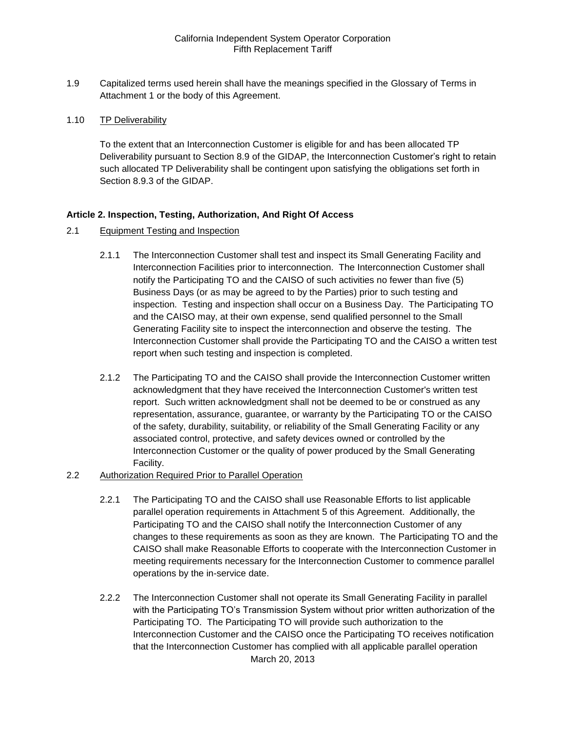1.9 Capitalized terms used herein shall have the meanings specified in the Glossary of Terms in Attachment 1 or the body of this Agreement.

1.10 TP Deliverability

To the extent that an Interconnection Customer is eligible for and has been allocated TP Deliverability pursuant to Section 8.9 of the GIDAP, the Interconnection Customer's right to retain such allocated TP Deliverability shall be contingent upon satisfying the obligations set forth in Section 8.9.3 of the GIDAP.

**Article 2. Inspection, Testing, Authorization, And Right Of Access**

2.1 Equipment Testing and Inspection

2.1.1 The Interconnection Customer shall test and inspect its Small Generating Facility and Interconnection Facilities prior to interconnection. The Interconnection Customer shall notify the Participating TO and the CAISO of such activities no fewer than five (5) Business Days (or as may be agreed to by the Parties) prior to such testing and inspection. Testing and inspection shall occur on a Business Day. The Participating TO and the CAISO may, at their own expense, send qualified personnel to the Small Generating Facility site to inspect the interconnection and observe the testing. The Interconnection Customer shall provide the Participating TO and the CAISO a written test report when such testing and inspection is completed.

2.1.2 The Participating TO and the CAISO shall provide the Interconnection Customer written acknowledgment that they have received the Interconnection Customer's written test report. Such written acknowledgment shall not be deemed to be or construed as any representation, assurance, guarantee, or warranty by the Participating TO or the CAISO of the safety, durability, suitability, or reliability of the Small Generating Facility or any associated control, protective, and safety devices owned or controlled by the Interconnection Customer or the quality of power produced by the Small Generating Facility.

2.2 Authorization Required Prior to Parallel Operation

2.2.1 The Participating TO and the CAISO shall use Reasonable Efforts to list applicable parallel operation requirements in Attachment 5 of this Agreement. Additionally, the Participating TO and the CAISO shall notify the Interconnection Customer of any changes to these requirements as soon as they are known. The Participating TO and the CAISO shall make Reasonable Efforts to cooperate with the Interconnection Customer in meeting requirements necessary for the Interconnection Customer to commence parallel operations by the in-service date.

2.2.2 The Interconnection Customer shall not operate its Small Generating Facility in parallel with the Participating TO's Transmission System without prior written authorization of the Participating TO. The Participating TO will provide such authorization to the Interconnection Customer and the CAISO once the Participating TO receives notification that the Interconnection Customer has complied with all applicable parallel operation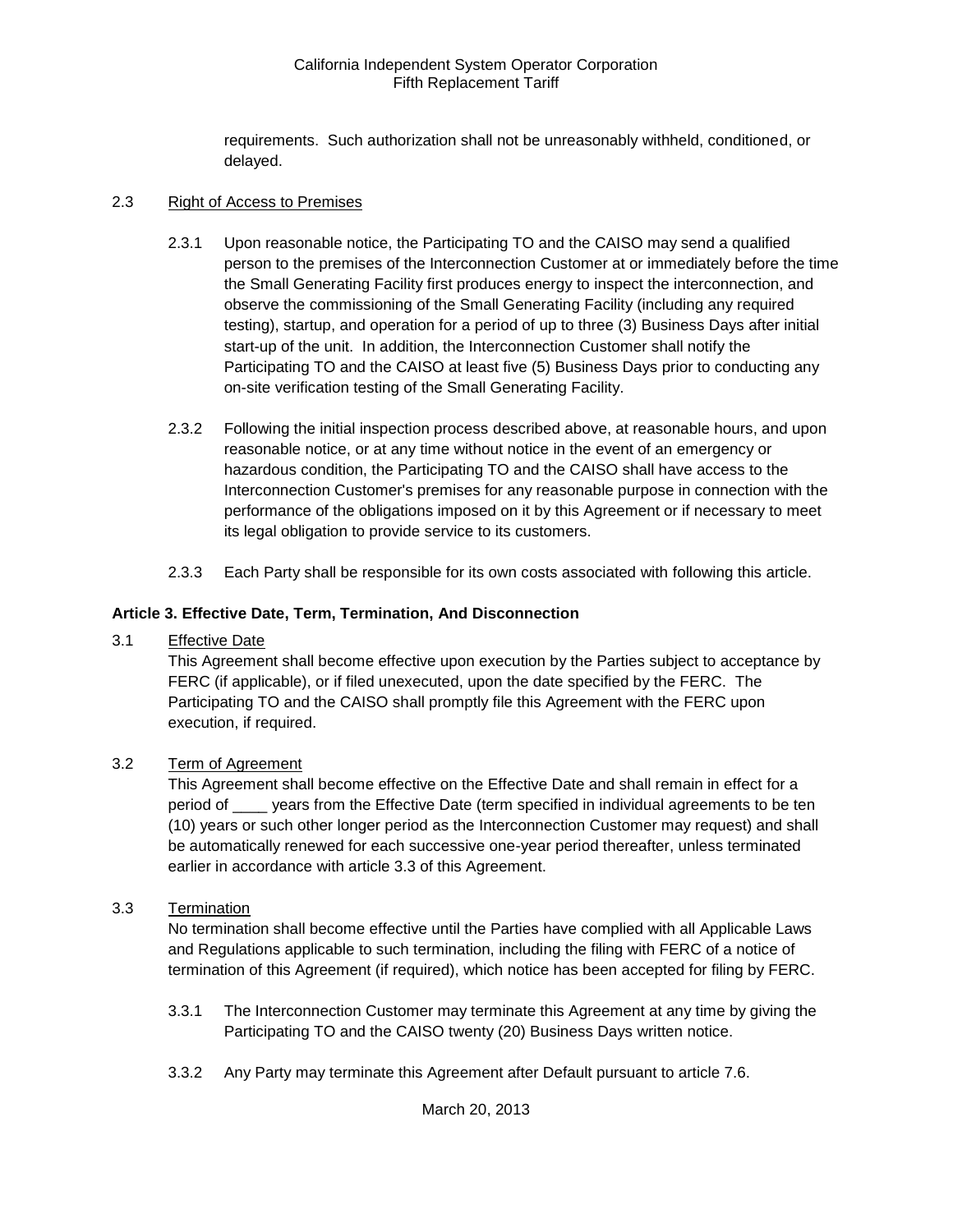requirements. Such authorization shall not be unreasonably withheld, conditioned, or delayed.

2.3 Right of Access to Premises

2.3.1 Upon reasonable notice, the Participating TO and the CAISO may send a qualified person to the premises of the Interconnection Customer at or immediately before the time the Small Generating Facility first produces energy to inspect the interconnection, and observe the commissioning of the Small Generating Facility (including any required testing), startup, and operation for a period of up to three (3) Business Days after initial start-up of the unit. In addition, the Interconnection Customer shall notify the Participating TO and the CAISO at least five (5) Business Days prior to conducting any on-site verification testing of the Small Generating Facility.

2.3.2 Following the initial inspection process described above, at reasonable hours, and upon reasonable notice, or at any time without notice in the event of an emergency or hazardous condition, the Participating TO and the CAISO shall have access to the Interconnection Customer's premises for any reasonable purpose in connection with the performance of the obligations imposed on it by this Agreement or if necessary to meet its legal obligation to provide service to its customers.

2.3.3 Each Party shall be responsible for its own costs associated with following this article.

**Article 3. Effective Date, Term, Termination, And Disconnection**

3.1 Effective Date

This Agreement shall become effective upon execution by the Parties subject to acceptance by FERC (if applicable), or if filed unexecuted, upon the date specified by the FERC. The Participating TO and the CAISO shall promptly file this Agreement with the FERC upon execution, if required.

3.2 Term of Agreement

This Agreement shall become effective on the Effective Date and shall remain in effect for a period of ____ years from the Effective Date (term specified in individual agreements to be ten (10) years or such other longer period as the Interconnection Customer may request) and shall be automatically renewed for each successive one-year period thereafter, unless terminated earlier in accordance with article 3.3 of this Agreement.

3.3 Termination

No termination shall become effective until the Parties have complied with all Applicable Laws and Regulations applicable to such termination, including the filing with FERC of a notice of termination of this Agreement (if required), which notice has been accepted for filing by FERC.

3.3.1 The Interconnection Customer may terminate this Agreement at any time by giving the Participating TO and the CAISO twenty (20) Business Days written notice.

3.3.2 Any Party may terminate this Agreement after Default pursuant to article 7.6.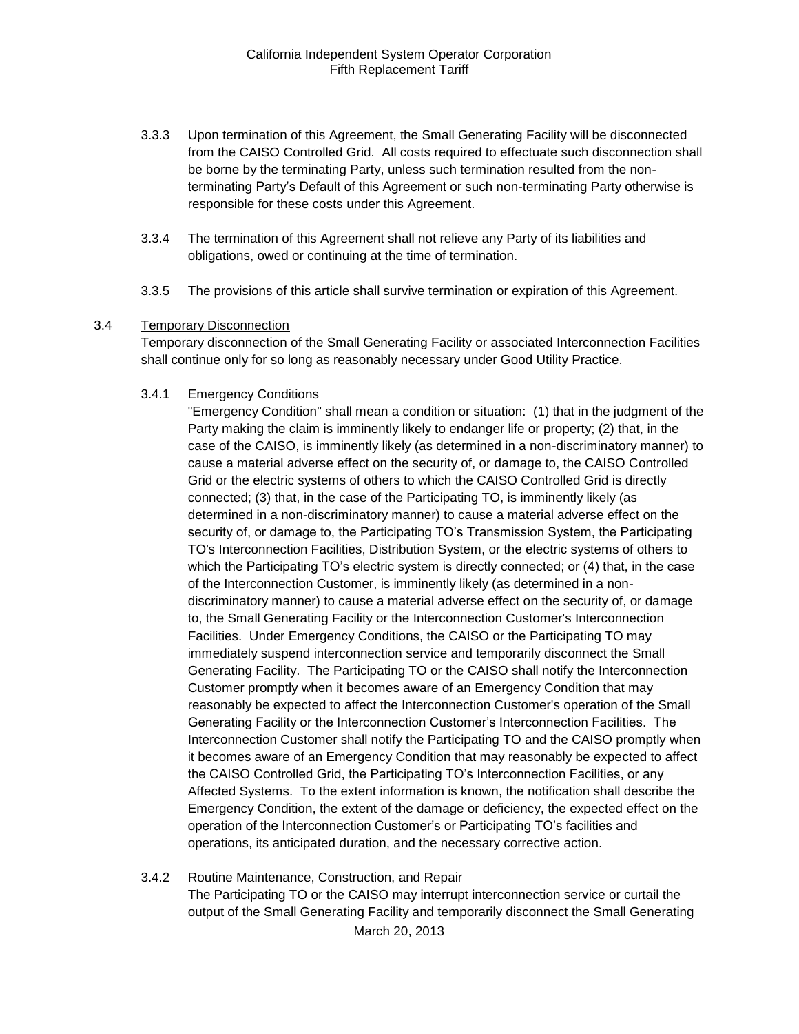3.3.3 Upon termination of this Agreement, the Small Generating Facility will be disconnected from the CAISO Controlled Grid. All costs required to effectuate such disconnection shall be borne by the terminating Party, unless such termination resulted from the non-terminating Party's Default of this Agreement or such non-terminating Party otherwise is responsible for these costs under this Agreement.

3.3.4 The termination of this Agreement shall not relieve any Party of its liabilities and obligations, owed or continuing at the time of termination.

3.3.5 The provisions of this article shall survive termination or expiration of this Agreement.

3.4 Temporary Disconnection

Temporary disconnection of the Small Generating Facility or associated Interconnection Facilities shall continue only for so long as reasonably necessary under Good Utility Practice.

3.4.1 Emergency Conditions

"Emergency Condition" shall mean a condition or situation: (1) that in the judgment of the Party making the claim is imminently likely to endanger life or property; (2) that, in the case of the CAISO, is imminently likely (as determined in a non-discriminatory manner) to cause a material adverse effect on the security of, or damage to, the CAISO Controlled Grid or the electric systems of others to which the CAISO Controlled Grid is directly connected; (3) that, in the case of the Participating TO, is imminently likely (as determined in a non-discriminatory manner) to cause a material adverse effect on the security of, or damage to, the Participating TO's Transmission System, the Participating TO's Interconnection Facilities, Distribution System, or the electric systems of others to which the Participating TO's electric system is directly connected; or (4) that, in the case of the Interconnection Customer, is imminently likely (as determined in a non-discriminatory manner) to cause a material adverse effect on the security of, or damage to, the Small Generating Facility or the Interconnection Customer's Interconnection Facilities. Under Emergency Conditions, the CAISO or the Participating TO may immediately suspend interconnection service and temporarily disconnect the Small Generating Facility. The Participating TO or the CAISO shall notify the Interconnection Customer promptly when it becomes aware of an Emergency Condition that may reasonably be expected to affect the Interconnection Customer's operation of the Small Generating Facility or the Interconnection Customer's Interconnection Facilities. The Interconnection Customer shall notify the Participating TO and the CAISO promptly when it becomes aware of an Emergency Condition that may reasonably be expected to affect the CAISO Controlled Grid, the Participating TO's Interconnection Facilities, or any Affected Systems. To the extent information is known, the notification shall describe the Emergency Condition, the extent of the damage or deficiency, the expected effect on the operation of the Interconnection Customer's or Participating TO's facilities and operations, its anticipated duration, and the necessary corrective action.

3.4.2 Routine Maintenance, Construction, and Repair

The Participating TO or the CAISO may interrupt interconnection service or curtail the output of the Small Generating Facility and temporarily disconnect the Small Generating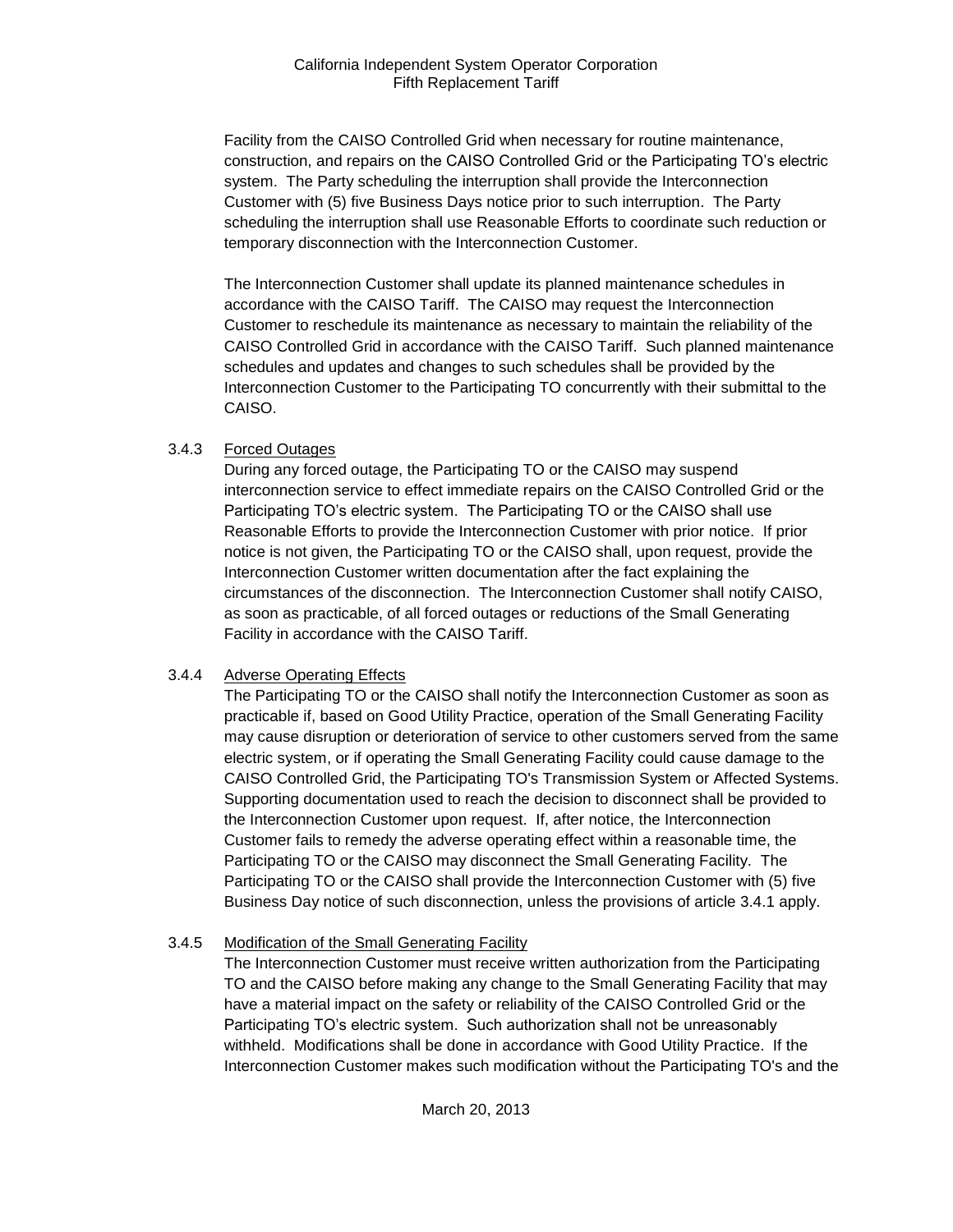Facility from the CAISO Controlled Grid when necessary for routine maintenance, construction, and repairs on the CAISO Controlled Grid or the Participating TO's electric system. The Party scheduling the interruption shall provide the Interconnection Customer with (5) five Business Days notice prior to such interruption. The Party scheduling the interruption shall use Reasonable Efforts to coordinate such reduction or temporary disconnection with the Interconnection Customer.

The Interconnection Customer shall update its planned maintenance schedules in accordance with the CAISO Tariff. The CAISO may request the Interconnection Customer to reschedule its maintenance as necessary to maintain the reliability of the CAISO Controlled Grid in accordance with the CAISO Tariff. Such planned maintenance schedules and updates and changes to such schedules shall be provided by the Interconnection Customer to the Participating TO concurrently with their submittal to the CAISO.

3.4.3 Forced Outages

During any forced outage, the Participating TO or the CAISO may suspend interconnection service to effect immediate repairs on the CAISO Controlled Grid or the Participating TO's electric system. The Participating TO or the CAISO shall use Reasonable Efforts to provide the Interconnection Customer with prior notice. If prior notice is not given, the Participating TO or the CAISO shall, upon request, provide the Interconnection Customer written documentation after the fact explaining the circumstances of the disconnection. The Interconnection Customer shall notify CAISO, as soon as practicable, of all forced outages or reductions of the Small Generating Facility in accordance with the CAISO Tariff.

3.4.4 Adverse Operating Effects

The Participating TO or the CAISO shall notify the Interconnection Customer as soon as practicable if, based on Good Utility Practice, operation of the Small Generating Facility may cause disruption or deterioration of service to other customers served from the same electric system, or if operating the Small Generating Facility could cause damage to the CAISO Controlled Grid, the Participating TO's Transmission System or Affected Systems. Supporting documentation used to reach the decision to disconnect shall be provided to the Interconnection Customer upon request. If, after notice, the Interconnection Customer fails to remedy the adverse operating effect within a reasonable time, the Participating TO or the CAISO may disconnect the Small Generating Facility. The Participating TO or the CAISO shall provide the Interconnection Customer with (5) five Business Day notice of such disconnection, unless the provisions of article 3.4.1 apply.

3.4.5 Modification of the Small Generating Facility

The Interconnection Customer must receive written authorization from the Participating TO and the CAISO before making any change to the Small Generating Facility that may have a material impact on the safety or reliability of the CAISO Controlled Grid or the Participating TO's electric system. Such authorization shall not be unreasonably withheld. Modifications shall be done in accordance with Good Utility Practice. If the Interconnection Customer makes such modification without the Participating TO's and the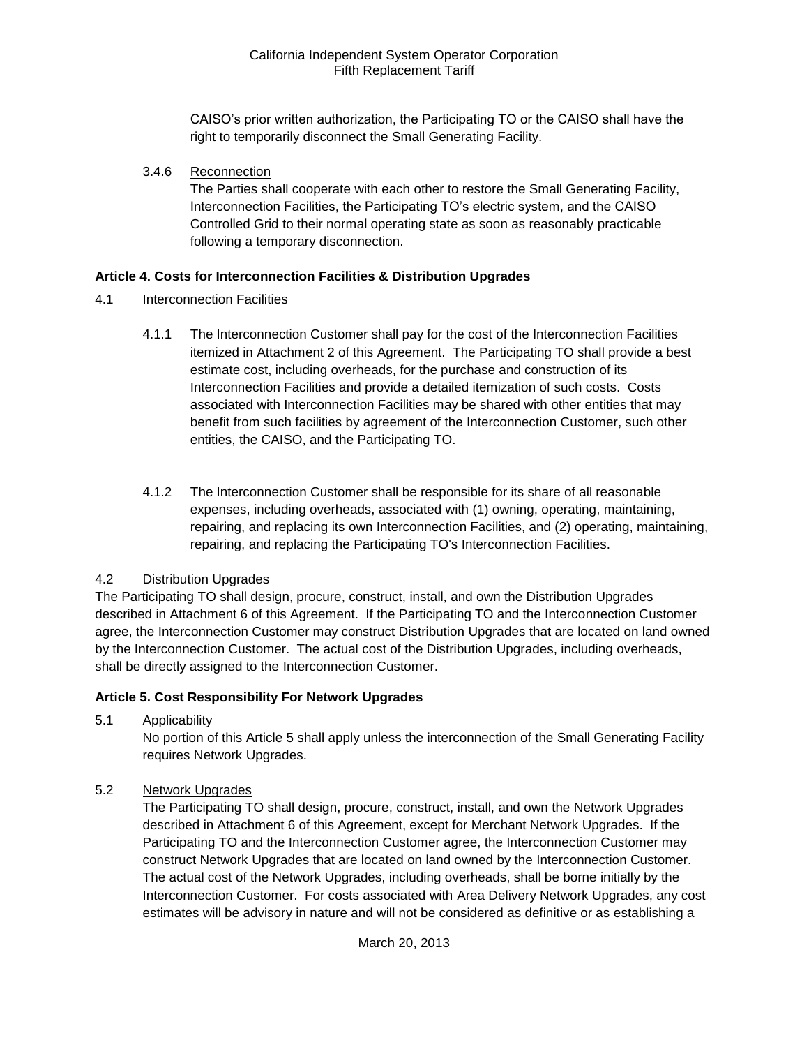CAISO's prior written authorization, the Participating TO or the CAISO shall have the right to temporarily disconnect the Small Generating Facility.

3.4.6 Reconnection

The Parties shall cooperate with each other to restore the Small Generating Facility, Interconnection Facilities, the Participating TO's electric system, and the CAISO Controlled Grid to their normal operating state as soon as reasonably practicable following a temporary disconnection.

**Article 4. Costs for Interconnection Facilities & Distribution Upgrades**

4.1 Interconnection Facilities

4.1.1 The Interconnection Customer shall pay for the cost of the Interconnection Facilities itemized in Attachment 2 of this Agreement. The Participating TO shall provide a best estimate cost, including overheads, for the purchase and construction of its Interconnection Facilities and provide a detailed itemization of such costs. Costs associated with Interconnection Facilities may be shared with other entities that may benefit from such facilities by agreement of the Interconnection Customer, such other entities, the CAISO, and the Participating TO.

4.1.2 The Interconnection Customer shall be responsible for its share of all reasonable expenses, including overheads, associated with (1) owning, operating, maintaining, repairing, and replacing its own Interconnection Facilities, and (2) operating, maintaining, repairing, and replacing the Participating TO's Interconnection Facilities.

4.2 Distribution Upgrades

The Participating TO shall design, procure, construct, install, and own the Distribution Upgrades described in Attachment 6 of this Agreement. If the Participating TO and the Interconnection Customer agree, the Interconnection Customer may construct Distribution Upgrades that are located on land owned by the Interconnection Customer. The actual cost of the Distribution Upgrades, including overheads, shall be directly assigned to the Interconnection Customer.

**Article 5. Cost Responsibility For Network Upgrades**

5.1 Applicability

No portion of this Article 5 shall apply unless the interconnection of the Small Generating Facility requires Network Upgrades.

5.2 Network Upgrades

The Participating TO shall design, procure, construct, install, and own the Network Upgrades described in Attachment 6 of this Agreement, except for Merchant Network Upgrades. If the Participating TO and the Interconnection Customer agree, the Interconnection Customer may construct Network Upgrades that are located on land owned by the Interconnection Customer. The actual cost of the Network Upgrades, including overheads, shall be borne initially by the Interconnection Customer. For costs associated with Area Delivery Network Upgrades, any cost estimates will be advisory in nature and will not be considered as definitive or as establishing a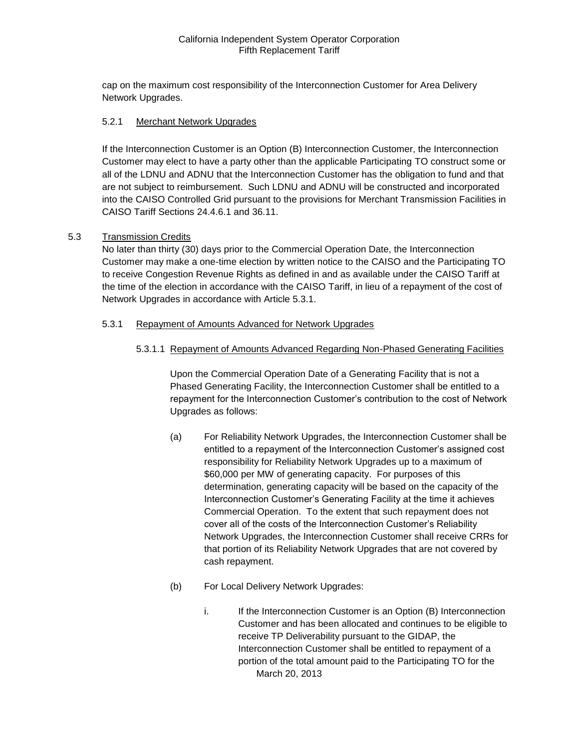cap on the maximum cost responsibility of the Interconnection Customer for Area Delivery Network Upgrades.

#### 5.2.1 Merchant Network Upgrades

If the Interconnection Customer is an Option (B) Interconnection Customer, the Interconnection Customer may elect to have a party other than the applicable Participating TO construct some or all of the LDNU and ADNU that the Interconnection Customer has the obligation to fund and that are not subject to reimbursement. Such LDNU and ADNU will be constructed and incorporated into the CAISO Controlled Grid pursuant to the provisions for Merchant Transmission Facilities in CAISO Tariff Sections 24.4.6.1 and 36.11.

### 5.3 Transmission Credits

No later than thirty (30) days prior to the Commercial Operation Date, the Interconnection Customer may make a one-time election by written notice to the CAISO and the Participating TO to receive Congestion Revenue Rights as defined in and as available under the CAISO Tariff at the time of the election in accordance with the CAISO Tariff, in lieu of a repayment of the cost of Network Upgrades in accordance with Article 5.3.1.

#### 5.3.1 Repayment of Amounts Advanced for Network Upgrades

##### 5.3.1.1 Repayment of Amounts Advanced Regarding Non-Phased Generating Facilities

Upon the Commercial Operation Date of a Generating Facility that is not a Phased Generating Facility, the Interconnection Customer shall be entitled to a repayment for the Interconnection Customer's contribution to the cost of Network Upgrades as follows:

(a) For Reliability Network Upgrades, the Interconnection Customer shall be entitled to a repayment of the Interconnection Customer's assigned cost responsibility for Reliability Network Upgrades up to a maximum of $60,000 per MW of generating capacity. For purposes of this determination, generating capacity will be based on the capacity of the Interconnection Customer's Generating Facility at the time it achieves Commercial Operation. To the extent that such repayment does not cover all of the costs of the Interconnection Customer's Reliability Network Upgrades, the Interconnection Customer shall receive CRRs for that portion of its Reliability Network Upgrades that are not covered by cash repayment.

(b) For Local Delivery Network Upgrades:

i. If the Interconnection Customer is an Option (B) Interconnection Customer and has been allocated and continues to be eligible to receive TP Deliverability pursuant to the GIDAP, the Interconnection Customer shall be entitled to repayment of a portion of the total amount paid to the Participating TO for the

March 20, 2013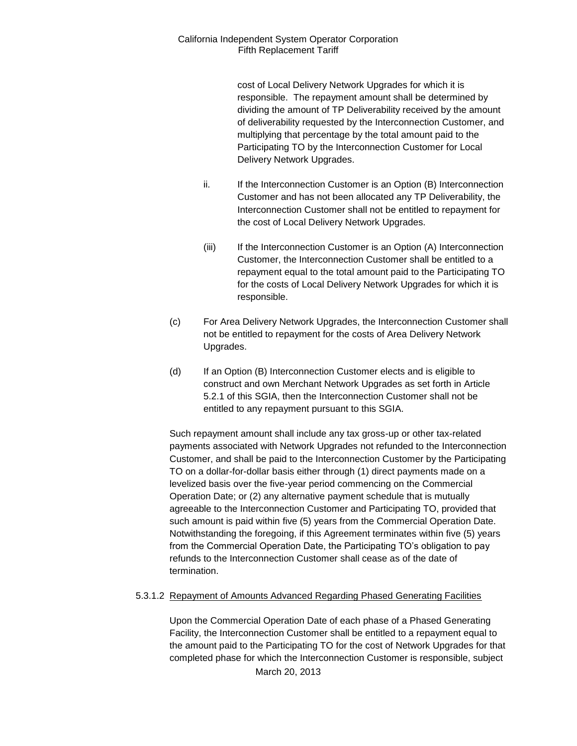cost of Local Delivery Network Upgrades for which it is responsible. The repayment amount shall be determined by dividing the amount of TP Deliverability received by the amount of deliverability requested by the Interconnection Customer, and multiplying that percentage by the total amount paid to the Participating TO by the Interconnection Customer for Local Delivery Network Upgrades.

ii. If the Interconnection Customer is an Option (B) Interconnection Customer and has not been allocated any TP Deliverability, the Interconnection Customer shall not be entitled to repayment for the cost of Local Delivery Network Upgrades.

(iii) If the Interconnection Customer is an Option (A) Interconnection Customer, the Interconnection Customer shall be entitled to a repayment equal to the total amount paid to the Participating TO for the costs of Local Delivery Network Upgrades for which it is responsible.

(c) For Area Delivery Network Upgrades, the Interconnection Customer shall not be entitled to repayment for the costs of Area Delivery Network Upgrades.

(d) If an Option (B) Interconnection Customer elects and is eligible to construct and own Merchant Network Upgrades as set forth in Article 5.2.1 of this SGIA, then the Interconnection Customer shall not be entitled to any repayment pursuant to this SGIA.

Such repayment amount shall include any tax gross-up or other tax-related payments associated with Network Upgrades not refunded to the Interconnection Customer, and shall be paid to the Interconnection Customer by the Participating TO on a dollar-for-dollar basis either through (1) direct payments made on a levelized basis over the five-year period commencing on the Commercial Operation Date; or (2) any alternative payment schedule that is mutually agreeable to the Interconnection Customer and Participating TO, provided that such amount is paid within five (5) years from the Commercial Operation Date. Notwithstanding the foregoing, if this Agreement terminates within five (5) years from the Commercial Operation Date, the Participating TO's obligation to pay refunds to the Interconnection Customer shall cease as of the date of termination.

5.3.1.2 Repayment of Amounts Advanced Regarding Phased Generating Facilities

Upon the Commercial Operation Date of each phase of a Phased Generating Facility, the Interconnection Customer shall be entitled to a repayment equal to the amount paid to the Participating TO for the cost of Network Upgrades for that completed phase for which the Interconnection Customer is responsible, subject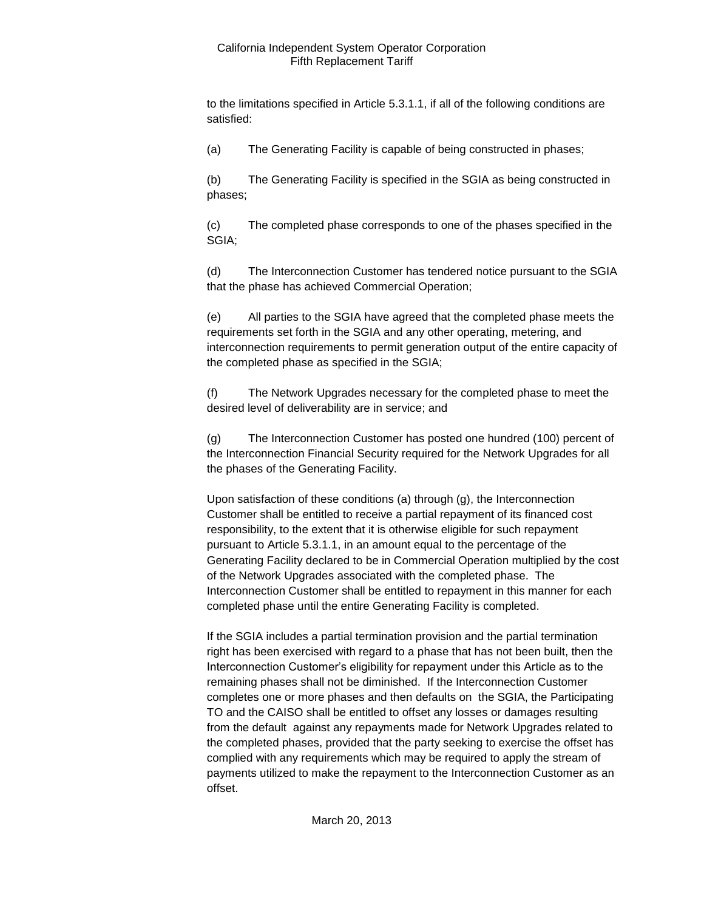to the limitations specified in Article 5.3.1.1, if all of the following conditions are satisfied:

(a) The Generating Facility is capable of being constructed in phases;

(b) The Generating Facility is specified in the SGIA as being constructed in phases;

(c) The completed phase corresponds to one of the phases specified in the SGIA;

(d) The Interconnection Customer has tendered notice pursuant to the SGIA that the phase has achieved Commercial Operation;

(e) All parties to the SGIA have agreed that the completed phase meets the requirements set forth in the SGIA and any other operating, metering, and interconnection requirements to permit generation output of the entire capacity of the completed phase as specified in the SGIA;

(f) The Network Upgrades necessary for the completed phase to meet the desired level of deliverability are in service; and

(g) The Interconnection Customer has posted one hundred (100) percent of the Interconnection Financial Security required for the Network Upgrades for all the phases of the Generating Facility.

Upon satisfaction of these conditions (a) through (g), the Interconnection Customer shall be entitled to receive a partial repayment of its financed cost responsibility, to the extent that it is otherwise eligible for such repayment pursuant to Article 5.3.1.1, in an amount equal to the percentage of the Generating Facility declared to be in Commercial Operation multiplied by the cost of the Network Upgrades associated with the completed phase. The Interconnection Customer shall be entitled to repayment in this manner for each completed phase until the entire Generating Facility is completed.

If the SGIA includes a partial termination provision and the partial termination right has been exercised with regard to a phase that has not been built, then the Interconnection Customer's eligibility for repayment under this Article as to the remaining phases shall not be diminished. If the Interconnection Customer completes one or more phases and then defaults on the SGIA, the Participating TO and the CAISO shall be entitled to offset any losses or damages resulting from the default against any repayments made for Network Upgrades related to the completed phases, provided that the party seeking to exercise the offset has complied with any requirements which may be required to apply the stream of payments utilized to make the repayment to the Interconnection Customer as an offset.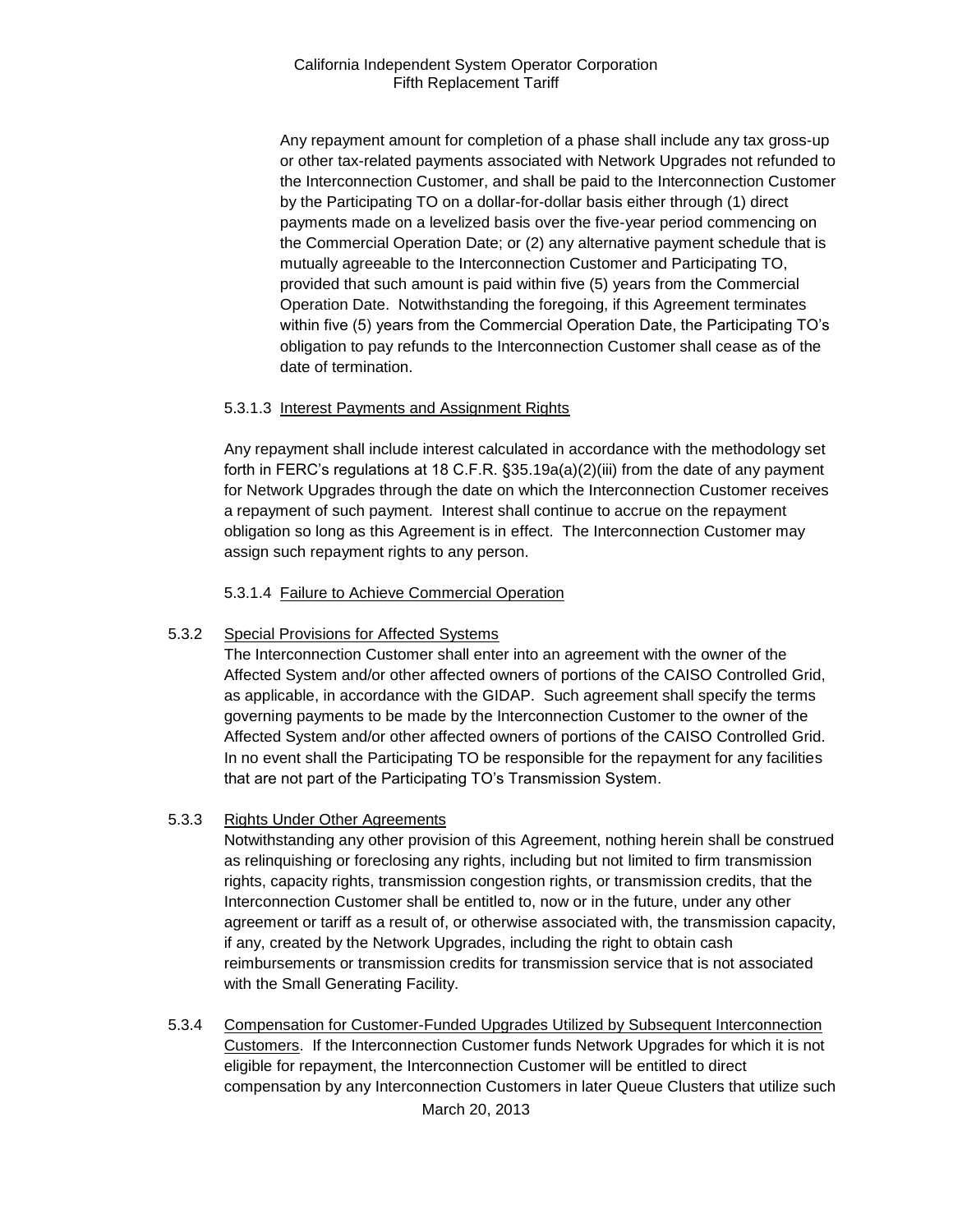Any repayment amount for completion of a phase shall include any tax gross-up or other tax-related payments associated with Network Upgrades not refunded to the Interconnection Customer, and shall be paid to the Interconnection Customer by the Participating TO on a dollar-for-dollar basis either through (1) direct payments made on a levelized basis over the five-year period commencing on the Commercial Operation Date; or (2) any alternative payment schedule that is mutually agreeable to the Interconnection Customer and Participating TO, provided that such amount is paid within five (5) years from the Commercial Operation Date. Notwithstanding the foregoing, if this Agreement terminates within five (5) years from the Commercial Operation Date, the Participating TO's obligation to pay refunds to the Interconnection Customer shall cease as of the date of termination.

5.3.1.3 Interest Payments and Assignment Rights

Any repayment shall include interest calculated in accordance with the methodology set forth in FERC's regulations at 18 C.F.R. §35.19a(a)(2)(iii) from the date of any payment for Network Upgrades through the date on which the Interconnection Customer receives a repayment of such payment. Interest shall continue to accrue on the repayment obligation so long as this Agreement is in effect. The Interconnection Customer may assign such repayment rights to any person.

5.3.1.4 Failure to Achieve Commercial Operation

5.3.2 Special Provisions for Affected Systems

The Interconnection Customer shall enter into an agreement with the owner of the Affected System and/or other affected owners of portions of the CAISO Controlled Grid, as applicable, in accordance with the GIDAP. Such agreement shall specify the terms governing payments to be made by the Interconnection Customer to the owner of the Affected System and/or other affected owners of portions of the CAISO Controlled Grid. In no event shall the Participating TO be responsible for the repayment for any facilities that are not part of the Participating TO's Transmission System.

5.3.3 Rights Under Other Agreements

Notwithstanding any other provision of this Agreement, nothing herein shall be construed as relinquishing or foreclosing any rights, including but not limited to firm transmission rights, capacity rights, transmission congestion rights, or transmission credits, that the Interconnection Customer shall be entitled to, now or in the future, under any other agreement or tariff as a result of, or otherwise associated with, the transmission capacity, if any, created by the Network Upgrades, including the right to obtain cash reimbursements or transmission credits for transmission service that is not associated with the Small Generating Facility.

5.3.4 Compensation for Customer-Funded Upgrades Utilized by Subsequent Interconnection Customers. If the Interconnection Customer funds Network Upgrades for which it is not eligible for repayment, the Interconnection Customer will be entitled to direct compensation by any Interconnection Customers in later Queue Clusters that utilize such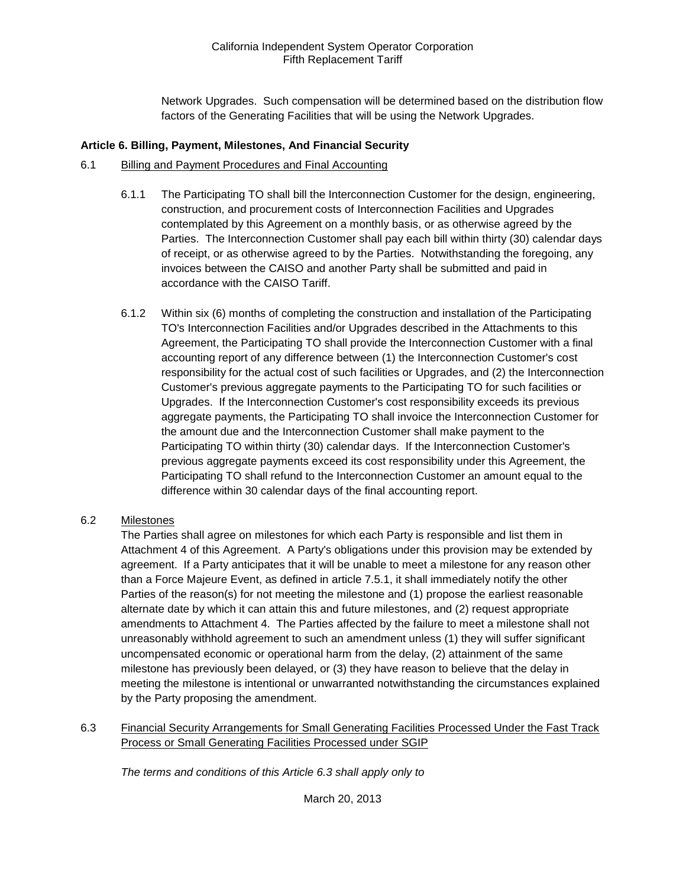Network Upgrades. Such compensation will be determined based on the distribution flow factors of the Generating Facilities that will be using the Network Upgrades.

**Article 6. Billing, Payment, Milestones, And Financial Security**

6.1 Billing and Payment Procedures and Final Accounting

6.1.1 The Participating TO shall bill the Interconnection Customer for the design, engineering, construction, and procurement costs of Interconnection Facilities and Upgrades contemplated by this Agreement on a monthly basis, or as otherwise agreed by the Parties. The Interconnection Customer shall pay each bill within thirty (30) calendar days of receipt, or as otherwise agreed to by the Parties. Notwithstanding the foregoing, any invoices between the CAISO and another Party shall be submitted and paid in accordance with the CAISO Tariff.

6.1.2 Within six (6) months of completing the construction and installation of the Participating TO's Interconnection Facilities and/or Upgrades described in the Attachments to this Agreement, the Participating TO shall provide the Interconnection Customer with a final accounting report of any difference between (1) the Interconnection Customer's cost responsibility for the actual cost of such facilities or Upgrades, and (2) the Interconnection Customer's previous aggregate payments to the Participating TO for such facilities or Upgrades. If the Interconnection Customer's cost responsibility exceeds its previous aggregate payments, the Participating TO shall invoice the Interconnection Customer for the amount due and the Interconnection Customer shall make payment to the Participating TO within thirty (30) calendar days. If the Interconnection Customer's previous aggregate payments exceed its cost responsibility under this Agreement, the Participating TO shall refund to the Interconnection Customer an amount equal to the difference within 30 calendar days of the final accounting report.

6.2 Milestones

The Parties shall agree on milestones for which each Party is responsible and list them in Attachment 4 of this Agreement. A Party's obligations under this provision may be extended by agreement. If a Party anticipates that it will be unable to meet a milestone for any reason other than a Force Majeure Event, as defined in article 7.5.1, it shall immediately notify the other Parties of the reason(s) for not meeting the milestone and (1) propose the earliest reasonable alternate date by which it can attain this and future milestones, and (2) request appropriate amendments to Attachment 4. The Parties affected by the failure to meet a milestone shall not unreasonably withhold agreement to such an amendment unless (1) they will suffer significant uncompensated economic or operational harm from the delay, (2) attainment of the same milestone has previously been delayed, or (3) they have reason to believe that the delay in meeting the milestone is intentional or unwarranted notwithstanding the circumstances explained by the Party proposing the amendment.

6.3 Financial Security Arrangements for Small Generating Facilities Processed Under the Fast Track Process or Small Generating Facilities Processed under SGIP

*The terms and conditions of this Article 6.3 shall apply only to*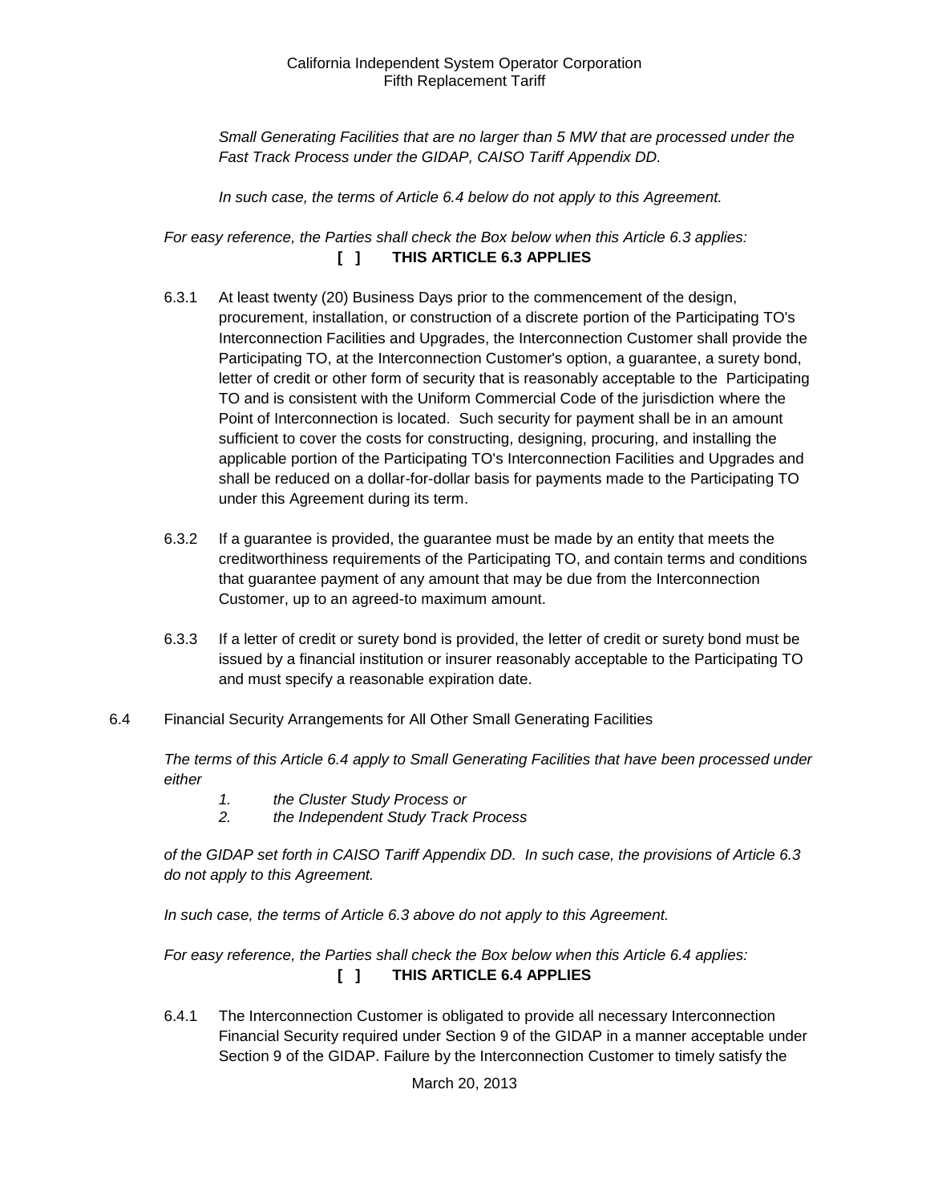*Small Generating Facilities that are no larger than 5 MW that are processed under the Fast Track Process under the GIDAP, CAISO Tariff Appendix DD.*

*In such case, the terms of Article 6.4 below do not apply to this Agreement.*

*For easy reference, the Parties shall check the Box below when this Article 6.3 applies:*

**[ ] THIS ARTICLE 6.3 APPLIES**

6.3.1 At least twenty (20) Business Days prior to the commencement of the design, procurement, installation, or construction of a discrete portion of the Participating TO's Interconnection Facilities and Upgrades, the Interconnection Customer shall provide the Participating TO, at the Interconnection Customer's option, a guarantee, a surety bond, letter of credit or other form of security that is reasonably acceptable to the Participating TO and is consistent with the Uniform Commercial Code of the jurisdiction where the Point of Interconnection is located. Such security for payment shall be in an amount sufficient to cover the costs for constructing, designing, procuring, and installing the applicable portion of the Participating TO's Interconnection Facilities and Upgrades and shall be reduced on a dollar-for-dollar basis for payments made to the Participating TO under this Agreement during its term.

6.3.2 If a guarantee is provided, the guarantee must be made by an entity that meets the creditworthiness requirements of the Participating TO, and contain terms and conditions that guarantee payment of any amount that may be due from the Interconnection Customer, up to an agreed-to maximum amount.

6.3.3 If a letter of credit or surety bond is provided, the letter of credit or surety bond must be issued by a financial institution or insurer reasonably acceptable to the Participating TO and must specify a reasonable expiration date.

6.4 Financial Security Arrangements for All Other Small Generating Facilities

*The terms of this Article 6.4 apply to Small Generating Facilities that have been processed under either*

1. *the Cluster Study Process or*
2. *the Independent Study Track Process*

*of the GIDAP set forth in CAISO Tariff Appendix DD. In such case, the provisions of Article 6.3 do not apply to this Agreement.*

*In such case, the terms of Article 6.3 above do not apply to this Agreement.*

*For easy reference, the Parties shall check the Box below when this Article 6.4 applies:*

**[ ] THIS ARTICLE 6.4 APPLIES**

6.4.1 The Interconnection Customer is obligated to provide all necessary Interconnection Financial Security required under Section 9 of the GIDAP in a manner acceptable under Section 9 of the GIDAP. Failure by the Interconnection Customer to timely satisfy the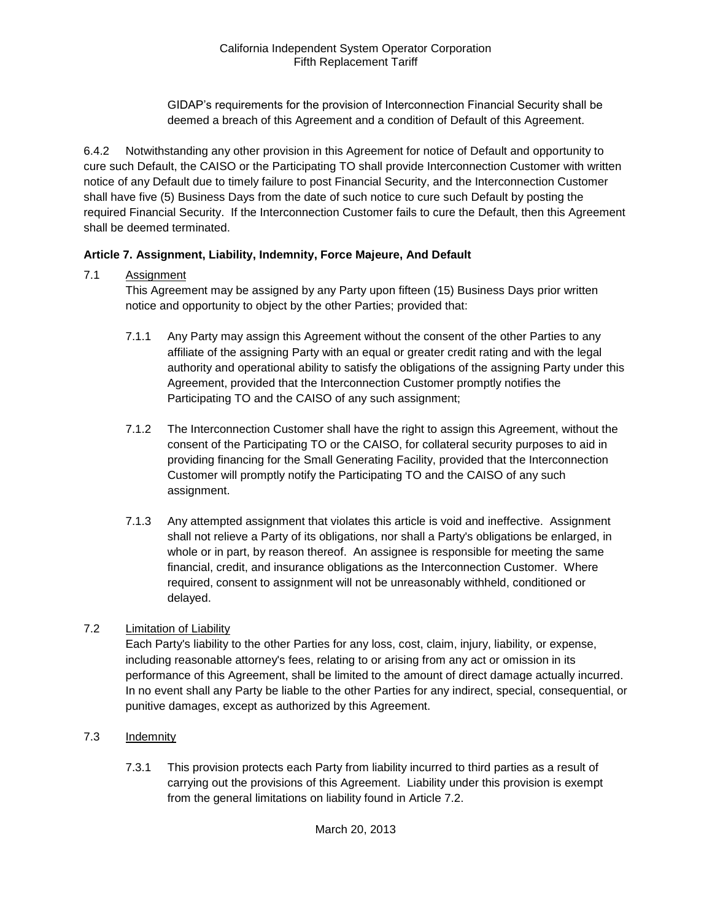GIDAP's requirements for the provision of Interconnection Financial Security shall be deemed a breach of this Agreement and a condition of Default of this Agreement.

6.4.2 Notwithstanding any other provision in this Agreement for notice of Default and opportunity to cure such Default, the CAISO or the Participating TO shall provide Interconnection Customer with written notice of any Default due to timely failure to post Financial Security, and the Interconnection Customer shall have five (5) Business Days from the date of such notice to cure such Default by posting the required Financial Security. If the Interconnection Customer fails to cure the Default, then this Agreement shall be deemed terminated.

**Article 7. Assignment, Liability, Indemnity, Force Majeure, And Default**

7.1 Assignment

This Agreement may be assigned by any Party upon fifteen (15) Business Days prior written notice and opportunity to object by the other Parties; provided that:

7.1.1 Any Party may assign this Agreement without the consent of the other Parties to any affiliate of the assigning Party with an equal or greater credit rating and with the legal authority and operational ability to satisfy the obligations of the assigning Party under this Agreement, provided that the Interconnection Customer promptly notifies the Participating TO and the CAISO of any such assignment;

7.1.2 The Interconnection Customer shall have the right to assign this Agreement, without the consent of the Participating TO or the CAISO, for collateral security purposes to aid in providing financing for the Small Generating Facility, provided that the Interconnection Customer will promptly notify the Participating TO and the CAISO of any such assignment.

7.1.3 Any attempted assignment that violates this article is void and ineffective. Assignment shall not relieve a Party of its obligations, nor shall a Party's obligations be enlarged, in whole or in part, by reason thereof. An assignee is responsible for meeting the same financial, credit, and insurance obligations as the Interconnection Customer. Where required, consent to assignment will not be unreasonably withheld, conditioned or delayed.

7.2 Limitation of Liability

Each Party's liability to the other Parties for any loss, cost, claim, injury, liability, or expense, including reasonable attorney's fees, relating to or arising from any act or omission in its performance of this Agreement, shall be limited to the amount of direct damage actually incurred. In no event shall any Party be liable to the other Parties for any indirect, special, consequential, or punitive damages, except as authorized by this Agreement.

7.3 Indemnity

7.3.1 This provision protects each Party from liability incurred to third parties as a result of carrying out the provisions of this Agreement. Liability under this provision is exempt from the general limitations on liability found in Article 7.2.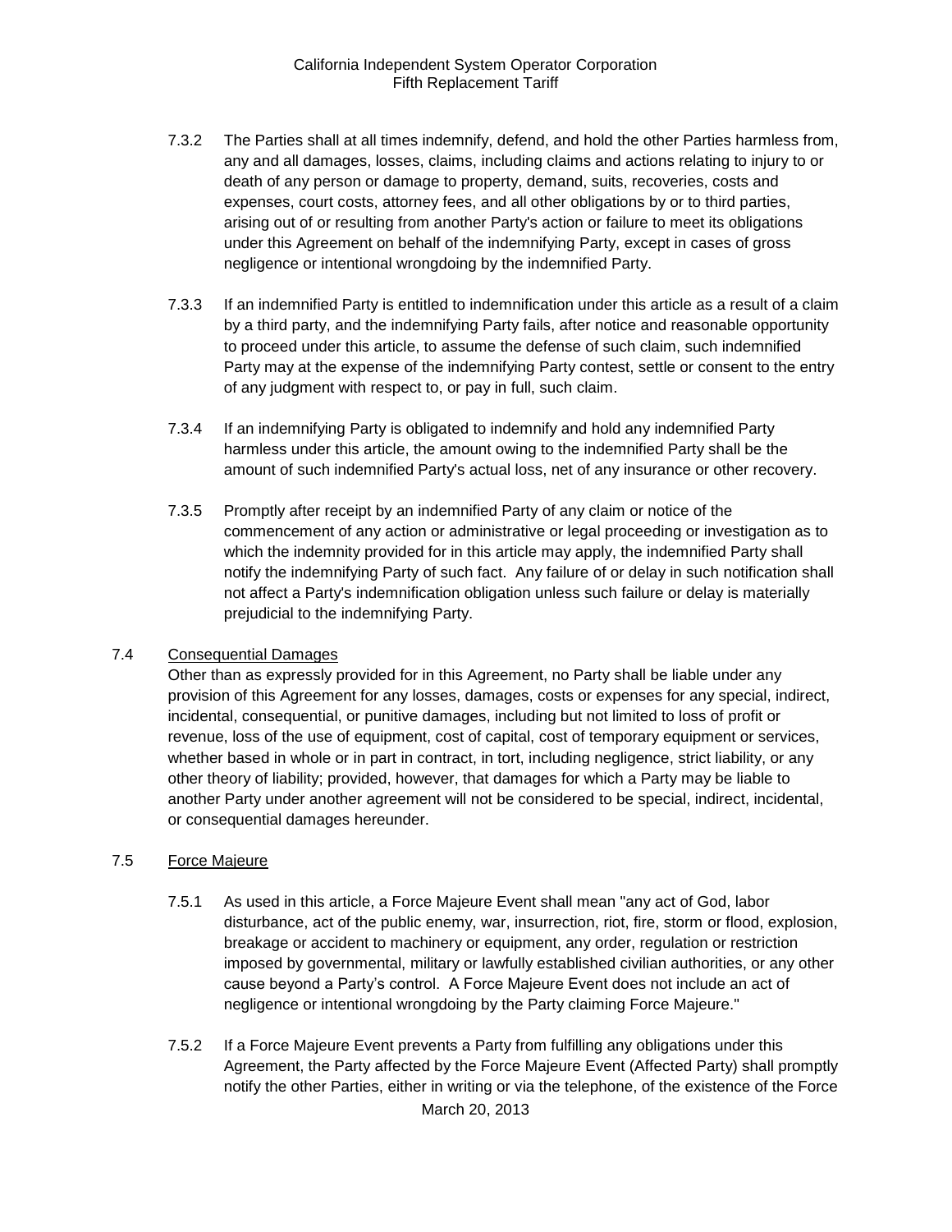7.3.2 The Parties shall at all times indemnify, defend, and hold the other Parties harmless from, any and all damages, losses, claims, including claims and actions relating to injury to or death of any person or damage to property, demand, suits, recoveries, costs and expenses, court costs, attorney fees, and all other obligations by or to third parties, arising out of or resulting from another Party's action or failure to meet its obligations under this Agreement on behalf of the indemnifying Party, except in cases of gross negligence or intentional wrongdoing by the indemnified Party.

7.3.3 If an indemnified Party is entitled to indemnification under this article as a result of a claim by a third party, and the indemnifying Party fails, after notice and reasonable opportunity to proceed under this article, to assume the defense of such claim, such indemnified Party may at the expense of the indemnifying Party contest, settle or consent to the entry of any judgment with respect to, or pay in full, such claim.

7.3.4 If an indemnifying Party is obligated to indemnify and hold any indemnified Party harmless under this article, the amount owing to the indemnified Party shall be the amount of such indemnified Party's actual loss, net of any insurance or other recovery.

7.3.5 Promptly after receipt by an indemnified Party of any claim or notice of the commencement of any action or administrative or legal proceeding or investigation as to which the indemnity provided for in this article may apply, the indemnified Party shall notify the indemnifying Party of such fact. Any failure of or delay in such notification shall not affect a Party's indemnification obligation unless such failure or delay is materially prejudicial to the indemnifying Party.

7.4 Consequential Damages

Other than as expressly provided for in this Agreement, no Party shall be liable under any provision of this Agreement for any losses, damages, costs or expenses for any special, indirect, incidental, consequential, or punitive damages, including but not limited to loss of profit or revenue, loss of the use of equipment, cost of capital, cost of temporary equipment or services, whether based in whole or in part in contract, in tort, including negligence, strict liability, or any other theory of liability; provided, however, that damages for which a Party may be liable to another Party under another agreement will not be considered to be special, indirect, incidental, or consequential damages hereunder.

7.5 Force Majeure

7.5.1 As used in this article, a Force Majeure Event shall mean "any act of God, labor disturbance, act of the public enemy, war, insurrection, riot, fire, storm or flood, explosion, breakage or accident to machinery or equipment, any order, regulation or restriction imposed by governmental, military or lawfully established civilian authorities, or any other cause beyond a Party's control. A Force Majeure Event does not include an act of negligence or intentional wrongdoing by the Party claiming Force Majeure."

7.5.2 If a Force Majeure Event prevents a Party from fulfilling any obligations under this Agreement, the Party affected by the Force Majeure Event (Affected Party) shall promptly notify the other Parties, either in writing or via the telephone, of the existence of the Force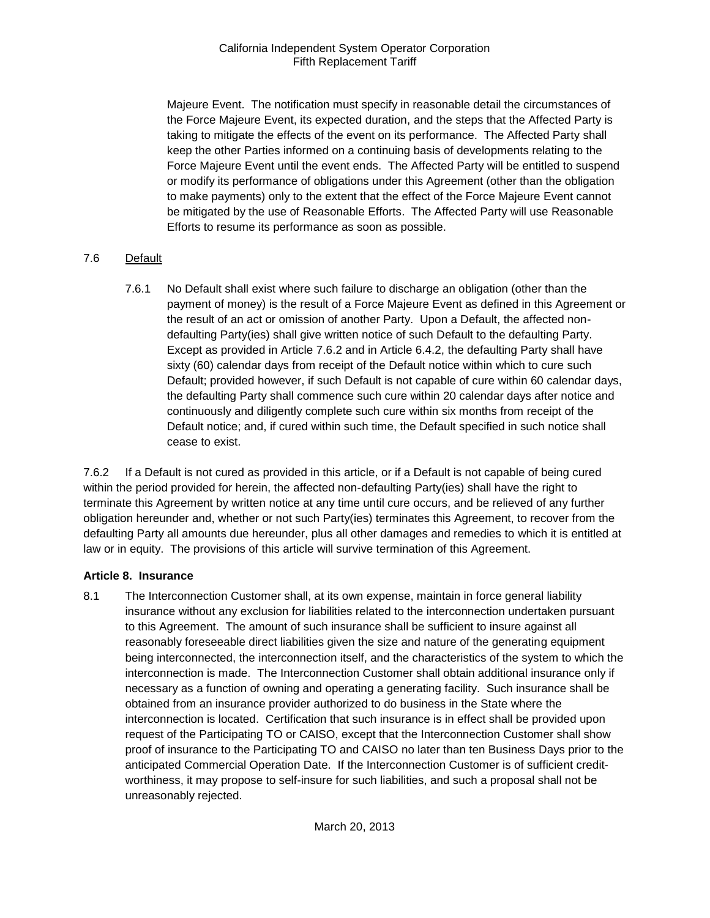Majeure Event. The notification must specify in reasonable detail the circumstances of the Force Majeure Event, its expected duration, and the steps that the Affected Party is taking to mitigate the effects of the event on its performance. The Affected Party shall keep the other Parties informed on a continuing basis of developments relating to the Force Majeure Event until the event ends. The Affected Party will be entitled to suspend or modify its performance of obligations under this Agreement (other than the obligation to make payments) only to the extent that the effect of the Force Majeure Event cannot be mitigated by the use of Reasonable Efforts. The Affected Party will use Reasonable Efforts to resume its performance as soon as possible.

7.6 Default

7.6.1 No Default shall exist where such failure to discharge an obligation (other than the payment of money) is the result of a Force Majeure Event as defined in this Agreement or the result of an act or omission of another Party. Upon a Default, the affected non-defaulting Party(ies) shall give written notice of such Default to the defaulting Party. Except as provided in Article 7.6.2 and in Article 6.4.2, the defaulting Party shall have sixty (60) calendar days from receipt of the Default notice within which to cure such Default; provided however, if such Default is not capable of cure within 60 calendar days, the defaulting Party shall commence such cure within 20 calendar days after notice and continuously and diligently complete such cure within six months from receipt of the Default notice; and, if cured within such time, the Default specified in such notice shall cease to exist.

7.6.2 If a Default is not cured as provided in this article, or if a Default is not capable of being cured within the period provided for herein, the affected non-defaulting Party(ies) shall have the right to terminate this Agreement by written notice at any time until cure occurs, and be relieved of any further obligation hereunder and, whether or not such Party(ies) terminates this Agreement, to recover from the defaulting Party all amounts due hereunder, plus all other damages and remedies to which it is entitled at law or in equity. The provisions of this article will survive termination of this Agreement.

**Article 8. Insurance**

8.1 The Interconnection Customer shall, at its own expense, maintain in force general liability insurance without any exclusion for liabilities related to the interconnection undertaken pursuant to this Agreement. The amount of such insurance shall be sufficient to insure against all reasonably foreseeable direct liabilities given the size and nature of the generating equipment being interconnected, the interconnection itself, and the characteristics of the system to which the interconnection is made. The Interconnection Customer shall obtain additional insurance only if necessary as a function of owning and operating a generating facility. Such insurance shall be obtained from an insurance provider authorized to do business in the State where the interconnection is located. Certification that such insurance is in effect shall be provided upon request of the Participating TO or CAISO, except that the Interconnection Customer shall show proof of insurance to the Participating TO and CAISO no later than ten Business Days prior to the anticipated Commercial Operation Date. If the Interconnection Customer is of sufficient credit-worthiness, it may propose to self-insure for such liabilities, and such a proposal shall not be unreasonably rejected.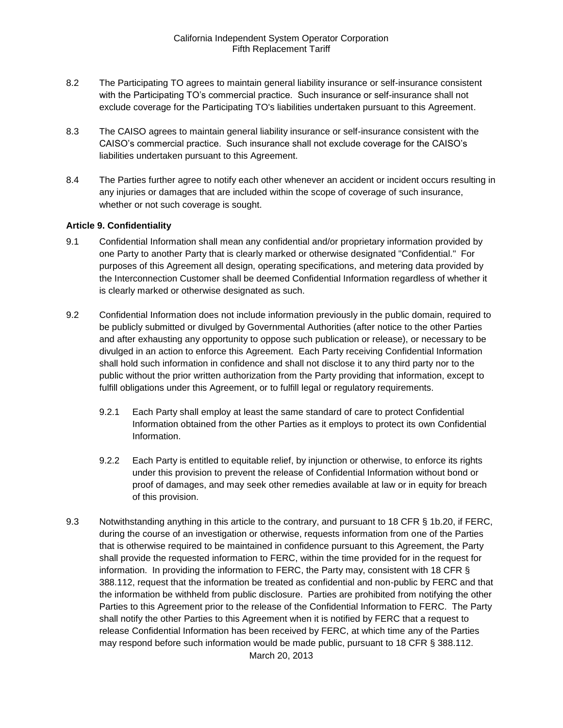8.2 The Participating TO agrees to maintain general liability insurance or self-insurance consistent with the Participating TO's commercial practice. Such insurance or self-insurance shall not exclude coverage for the Participating TO's liabilities undertaken pursuant to this Agreement.

8.3 The CAISO agrees to maintain general liability insurance or self-insurance consistent with the CAISO's commercial practice. Such insurance shall not exclude coverage for the CAISO's liabilities undertaken pursuant to this Agreement.

8.4 The Parties further agree to notify each other whenever an accident or incident occurs resulting in any injuries or damages that are included within the scope of coverage of such insurance, whether or not such coverage is sought.

**Article 9. Confidentiality**

9.1 Confidential Information shall mean any confidential and/or proprietary information provided by one Party to another Party that is clearly marked or otherwise designated "Confidential." For purposes of this Agreement all design, operating specifications, and metering data provided by the Interconnection Customer shall be deemed Confidential Information regardless of whether it is clearly marked or otherwise designated as such.

9.2 Confidential Information does not include information previously in the public domain, required to be publicly submitted or divulged by Governmental Authorities (after notice to the other Parties and after exhausting any opportunity to oppose such publication or release), or necessary to be divulged in an action to enforce this Agreement. Each Party receiving Confidential Information shall hold such information in confidence and shall not disclose it to any third party nor to the public without the prior written authorization from the Party providing that information, except to fulfill obligations under this Agreement, or to fulfill legal or regulatory requirements.

9.2.1 Each Party shall employ at least the same standard of care to protect Confidential Information obtained from the other Parties as it employs to protect its own Confidential Information.

9.2.2 Each Party is entitled to equitable relief, by injunction or otherwise, to enforce its rights under this provision to prevent the release of Confidential Information without bond or proof of damages, and may seek other remedies available at law or in equity for breach of this provision.

9.3 Notwithstanding anything in this article to the contrary, and pursuant to 18 CFR § 1b.20, if FERC, during the course of an investigation or otherwise, requests information from one of the Parties that is otherwise required to be maintained in confidence pursuant to this Agreement, the Party shall provide the requested information to FERC, within the time provided for in the request for information. In providing the information to FERC, the Party may, consistent with 18 CFR § 388.112, request that the information be treated as confidential and non-public by FERC and that the information be withheld from public disclosure. Parties are prohibited from notifying the other Parties to this Agreement prior to the release of the Confidential Information to FERC. The Party shall notify the other Parties to this Agreement when it is notified by FERC that a request to release Confidential Information has been received by FERC, at which time any of the Parties may respond before such information would be made public, pursuant to 18 CFR § 388.112.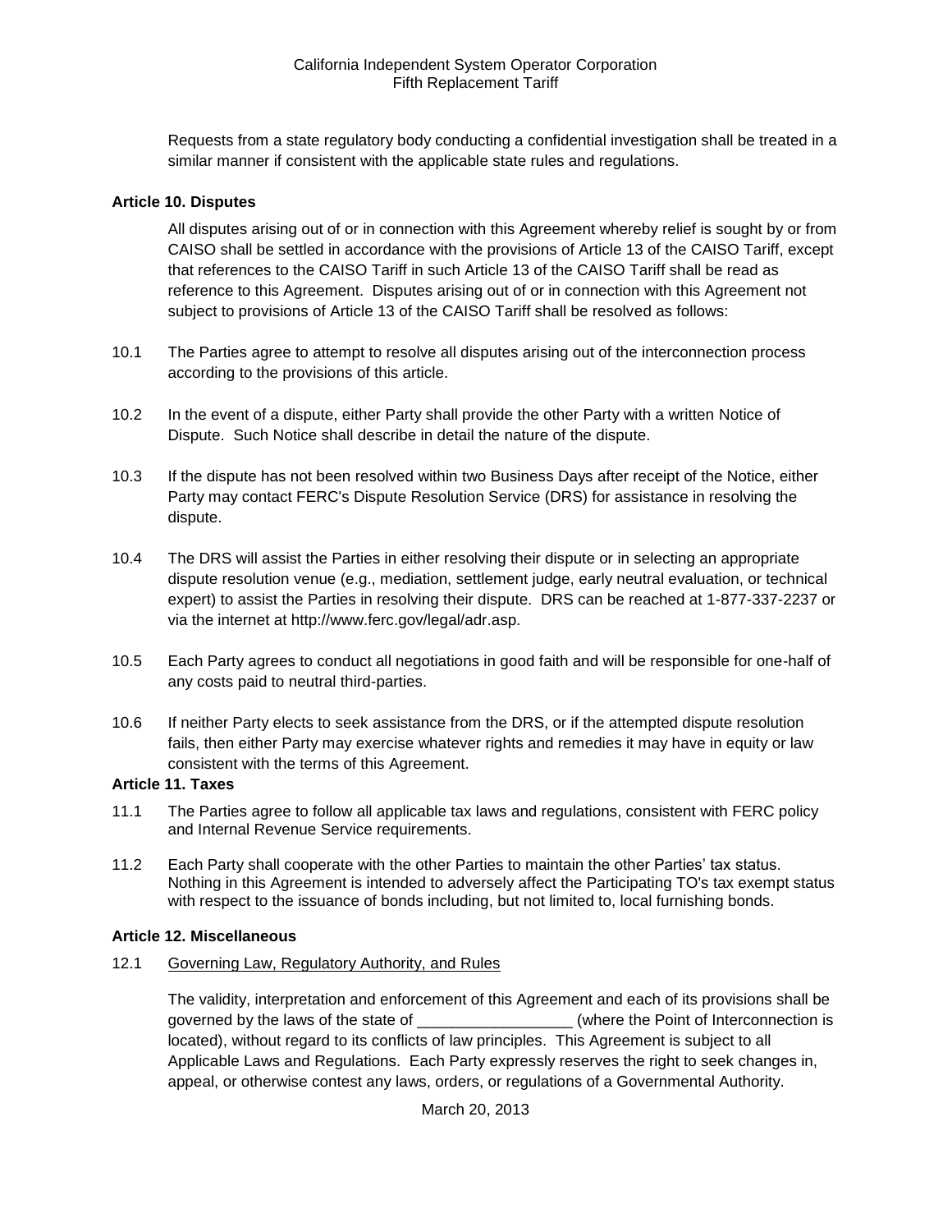Requests from a state regulatory body conducting a confidential investigation shall be treated in a similar manner if consistent with the applicable state rules and regulations.

**Article 10. Disputes**

All disputes arising out of or in connection with this Agreement whereby relief is sought by or from CAISO shall be settled in accordance with the provisions of Article 13 of the CAISO Tariff, except that references to the CAISO Tariff in such Article 13 of the CAISO Tariff shall be read as reference to this Agreement. Disputes arising out of or in connection with this Agreement not subject to provisions of Article 13 of the CAISO Tariff shall be resolved as follows:

10.1 The Parties agree to attempt to resolve all disputes arising out of the interconnection process according to the provisions of this article.

10.2 In the event of a dispute, either Party shall provide the other Party with a written Notice of Dispute. Such Notice shall describe in detail the nature of the dispute.

10.3 If the dispute has not been resolved within two Business Days after receipt of the Notice, either Party may contact FERC's Dispute Resolution Service (DRS) for assistance in resolving the dispute.

10.4 The DRS will assist the Parties in either resolving their dispute or in selecting an appropriate dispute resolution venue (e.g., mediation, settlement judge, early neutral evaluation, or technical expert) to assist the Parties in resolving their dispute. DRS can be reached at 1-877-337-2237 or via the internet at http://www.ferc.gov/legal/adr.asp.

10.5 Each Party agrees to conduct all negotiations in good faith and will be responsible for one-half of any costs paid to neutral third-parties.

10.6 If neither Party elects to seek assistance from the DRS, or if the attempted dispute resolution fails, then either Party may exercise whatever rights and remedies it may have in equity or law consistent with the terms of this Agreement.

**Article 11. Taxes**

11.1 The Parties agree to follow all applicable tax laws and regulations, consistent with FERC policy and Internal Revenue Service requirements.

11.2 Each Party shall cooperate with the other Parties to maintain the other Parties' tax status. Nothing in this Agreement is intended to adversely affect the Participating TO's tax exempt status with respect to the issuance of bonds including, but not limited to, local furnishing bonds.

**Article 12. Miscellaneous**

12.1 Governing Law, Regulatory Authority, and Rules

The validity, interpretation and enforcement of this Agreement and each of its provisions shall be governed by the laws of the state of __________________ (where the Point of Interconnection is located), without regard to its conflicts of law principles. This Agreement is subject to all Applicable Laws and Regulations. Each Party expressly reserves the right to seek changes in, appeal, or otherwise contest any laws, orders, or regulations of a Governmental Authority.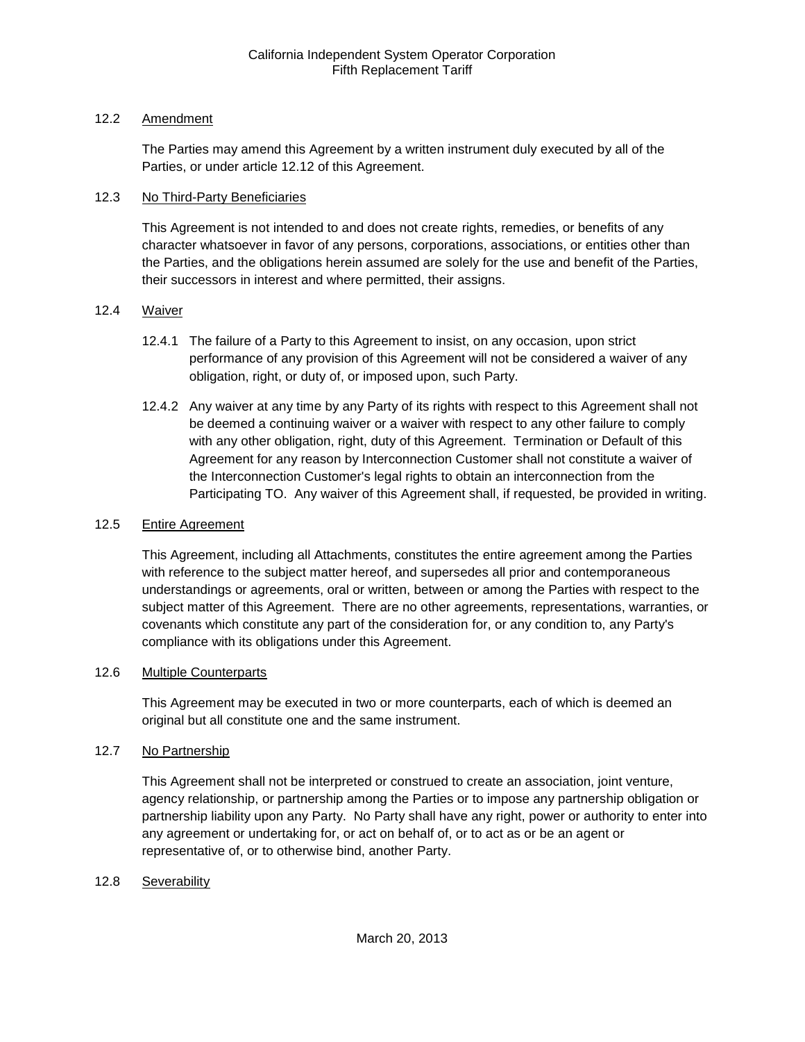### 12.2 Amendment

The Parties may amend this Agreement by a written instrument duly executed by all of the Parties, or under article 12.12 of this Agreement.

### 12.3 No Third-Party Beneficiaries

This Agreement is not intended to and does not create rights, remedies, or benefits of any character whatsoever in favor of any persons, corporations, associations, or entities other than the Parties, and the obligations herein assumed are solely for the use and benefit of the Parties, their successors in interest and where permitted, their assigns.

### 12.4 Waiver

12.4.1 The failure of a Party to this Agreement to insist, on any occasion, upon strict performance of any provision of this Agreement will not be considered a waiver of any obligation, right, or duty of, or imposed upon, such Party.

12.4.2 Any waiver at any time by any Party of its rights with respect to this Agreement shall not be deemed a continuing waiver or a waiver with respect to any other failure to comply with any other obligation, right, duty of this Agreement. Termination or Default of this Agreement for any reason by Interconnection Customer shall not constitute a waiver of the Interconnection Customer's legal rights to obtain an interconnection from the Participating TO. Any waiver of this Agreement shall, if requested, be provided in writing.

### 12.5 Entire Agreement

This Agreement, including all Attachments, constitutes the entire agreement among the Parties with reference to the subject matter hereof, and supersedes all prior and contemporaneous understandings or agreements, oral or written, between or among the Parties with respect to the subject matter of this Agreement. There are no other agreements, representations, warranties, or covenants which constitute any part of the consideration for, or any condition to, any Party's compliance with its obligations under this Agreement.

### 12.6 Multiple Counterparts

This Agreement may be executed in two or more counterparts, each of which is deemed an original but all constitute one and the same instrument.

### 12.7 No Partnership

This Agreement shall not be interpreted or construed to create an association, joint venture, agency relationship, or partnership among the Parties or to impose any partnership obligation or partnership liability upon any Party. No Party shall have any right, power or authority to enter into any agreement or undertaking for, or act on behalf of, or to act as or be an agent or representative of, or to otherwise bind, another Party.

### 12.8 Severability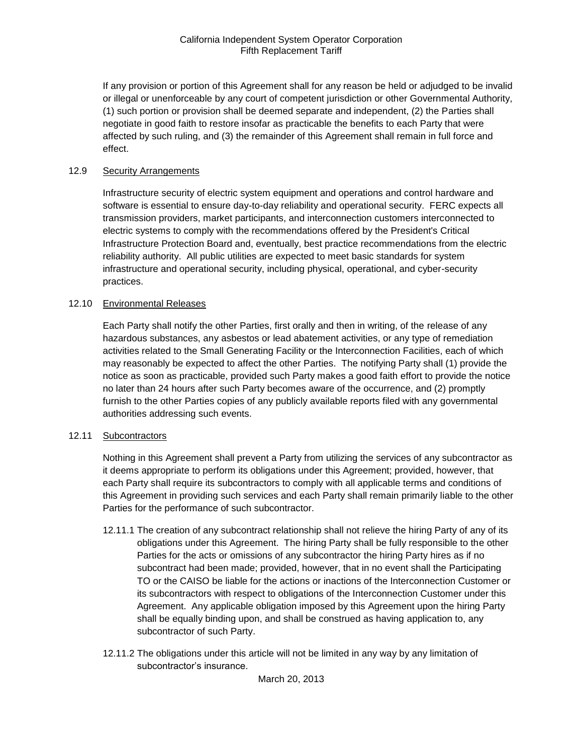If any provision or portion of this Agreement shall for any reason be held or adjudged to be invalid or illegal or unenforceable by any court of competent jurisdiction or other Governmental Authority, (1) such portion or provision shall be deemed separate and independent, (2) the Parties shall negotiate in good faith to restore insofar as practicable the benefits to each Party that were affected by such ruling, and (3) the remainder of this Agreement shall remain in full force and effect.

12.9 Security Arrangements

Infrastructure security of electric system equipment and operations and control hardware and software is essential to ensure day-to-day reliability and operational security. FERC expects all transmission providers, market participants, and interconnection customers interconnected to electric systems to comply with the recommendations offered by the President's Critical Infrastructure Protection Board and, eventually, best practice recommendations from the electric reliability authority. All public utilities are expected to meet basic standards for system infrastructure and operational security, including physical, operational, and cyber-security practices.

12.10 Environmental Releases

Each Party shall notify the other Parties, first orally and then in writing, of the release of any hazardous substances, any asbestos or lead abatement activities, or any type of remediation activities related to the Small Generating Facility or the Interconnection Facilities, each of which may reasonably be expected to affect the other Parties. The notifying Party shall (1) provide the notice as soon as practicable, provided such Party makes a good faith effort to provide the notice no later than 24 hours after such Party becomes aware of the occurrence, and (2) promptly furnish to the other Parties copies of any publicly available reports filed with any governmental authorities addressing such events.

12.11 Subcontractors

Nothing in this Agreement shall prevent a Party from utilizing the services of any subcontractor as it deems appropriate to perform its obligations under this Agreement; provided, however, that each Party shall require its subcontractors to comply with all applicable terms and conditions of this Agreement in providing such services and each Party shall remain primarily liable to the other Parties for the performance of such subcontractor.

12.11.1 The creation of any subcontract relationship shall not relieve the hiring Party of any of its obligations under this Agreement. The hiring Party shall be fully responsible to the other Parties for the acts or omissions of any subcontractor the hiring Party hires as if no subcontract had been made; provided, however, that in no event shall the Participating TO or the CAISO be liable for the actions or inactions of the Interconnection Customer or its subcontractors with respect to obligations of the Interconnection Customer under this Agreement. Any applicable obligation imposed by this Agreement upon the hiring Party shall be equally binding upon, and shall be construed as having application to, any subcontractor of such Party.

12.11.2 The obligations under this article will not be limited in any way by any limitation of subcontractor's insurance.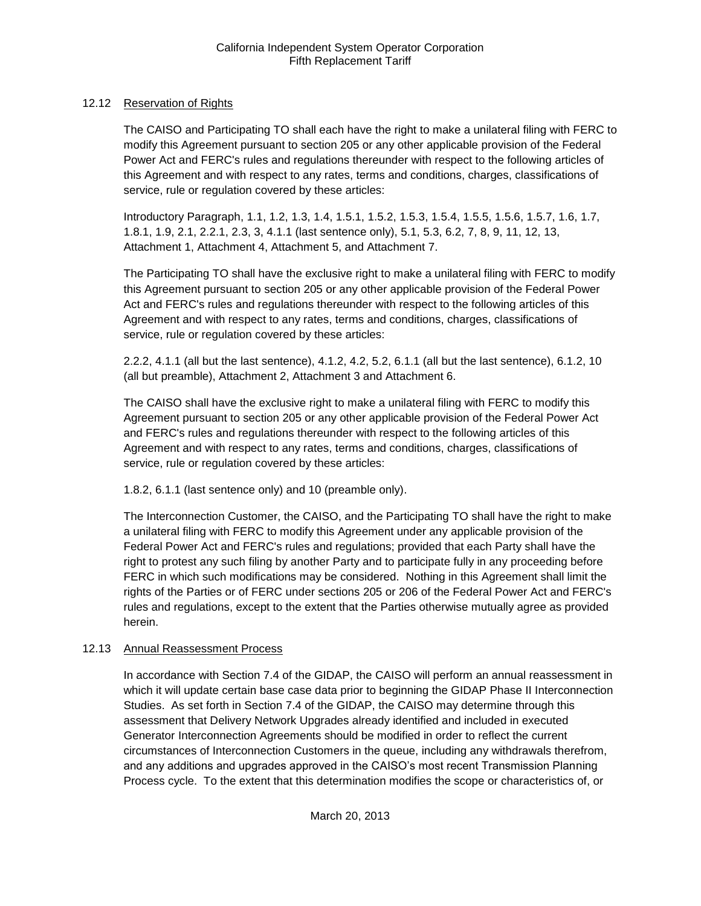### 12.12 Reservation of Rights

The CAISO and Participating TO shall each have the right to make a unilateral filing with FERC to modify this Agreement pursuant to section 205 or any other applicable provision of the Federal Power Act and FERC's rules and regulations thereunder with respect to the following articles of this Agreement and with respect to any rates, terms and conditions, charges, classifications of service, rule or regulation covered by these articles:

Introductory Paragraph, 1.1, 1.2, 1.3, 1.4, 1.5.1, 1.5.2, 1.5.3, 1.5.4, 1.5.5, 1.5.6, 1.5.7, 1.6, 1.7, 1.8.1, 1.9, 2.1, 2.2.1, 2.3, 3, 4.1.1 (last sentence only), 5.1, 5.3, 6.2, 7, 8, 9, 11, 12, 13, Attachment 1, Attachment 4, Attachment 5, and Attachment 7.

The Participating TO shall have the exclusive right to make a unilateral filing with FERC to modify this Agreement pursuant to section 205 or any other applicable provision of the Federal Power Act and FERC's rules and regulations thereunder with respect to the following articles of this Agreement and with respect to any rates, terms and conditions, charges, classifications of service, rule or regulation covered by these articles:

2.2.2, 4.1.1 (all but the last sentence), 4.1.2, 4.2, 5.2, 6.1.1 (all but the last sentence), 6.1.2, 10 (all but preamble), Attachment 2, Attachment 3 and Attachment 6.

The CAISO shall have the exclusive right to make a unilateral filing with FERC to modify this Agreement pursuant to section 205 or any other applicable provision of the Federal Power Act and FERC's rules and regulations thereunder with respect to the following articles of this Agreement and with respect to any rates, terms and conditions, charges, classifications of service, rule or regulation covered by these articles:

1.8.2, 6.1.1 (last sentence only) and 10 (preamble only).

The Interconnection Customer, the CAISO, and the Participating TO shall have the right to make a unilateral filing with FERC to modify this Agreement under any applicable provision of the Federal Power Act and FERC's rules and regulations; provided that each Party shall have the right to protest any such filing by another Party and to participate fully in any proceeding before FERC in which such modifications may be considered. Nothing in this Agreement shall limit the rights of the Parties or of FERC under sections 205 or 206 of the Federal Power Act and FERC's rules and regulations, except to the extent that the Parties otherwise mutually agree as provided herein.

### 12.13 Annual Reassessment Process

In accordance with Section 7.4 of the GIDAP, the CAISO will perform an annual reassessment in which it will update certain base case data prior to beginning the GIDAP Phase II Interconnection Studies. As set forth in Section 7.4 of the GIDAP, the CAISO may determine through this assessment that Delivery Network Upgrades already identified and included in executed Generator Interconnection Agreements should be modified in order to reflect the current circumstances of Interconnection Customers in the queue, including any withdrawals therefrom, and any additions and upgrades approved in the CAISO's most recent Transmission Planning Process cycle. To the extent that this determination modifies the scope or characteristics of, or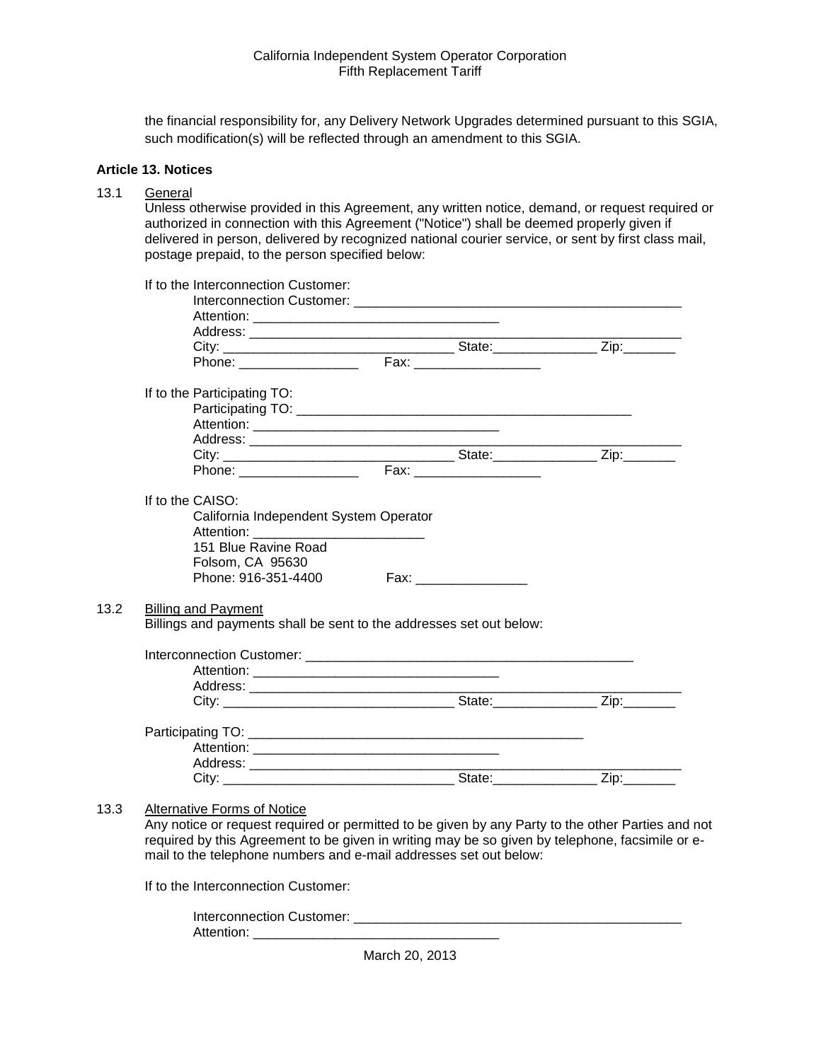the financial responsibility for, any Delivery Network Upgrades determined pursuant to this SGIA, such modification(s) will be reflected through an amendment to this SGIA.

**Article 13. Notices**

13.1 General

Unless otherwise provided in this Agreement, any written notice, demand, or request required or authorized in connection with this Agreement ("Notice") shall be deemed properly given if delivered in person, delivered by recognized national courier service, or sent by first class mail, postage prepaid, to the person specified below:

If to the Interconnection Customer:

Interconnection Customer: ______________________________________________
Attention: __________________________________
Address: _______________________________________________________________
City: ________________________________ State:______________ Zip:_______
Phone: ________________ Fax: _________________

If to the Participating TO:

Participating TO: _______________________________________________
Attention: __________________________________
Address: _______________________________________________________________
City: ________________________________ State:______________ Zip:_______
Phone: ________________ Fax: _________________

If to the CAISO:

California Independent System Operator
Attention: ________________________
151 Blue Ravine Road
Folsom, CA 95630
Phone: 916-351-4400 Fax: _______________

13.2 Billing and Payment

Billings and payments shall be sent to the addresses set out below:

Interconnection Customer: ______________________________________________
Attention: __________________________________
Address: _______________________________________________________________
City: ________________________________ State:______________ Zip:_______

Participating TO: _______________________________________________
Attention: __________________________________
Address: _______________________________________________________________
City: ________________________________ State:______________ Zip:_______

13.3 Alternative Forms of Notice

Any notice or request required or permitted to be given by any Party to the other Parties and not required by this Agreement to be given in writing may be so given by telephone, facsimile or e-mail to the telephone numbers and e-mail addresses set out below:

If to the Interconnection Customer:

Interconnection Customer: ______________________________________________
Attention: __________________________________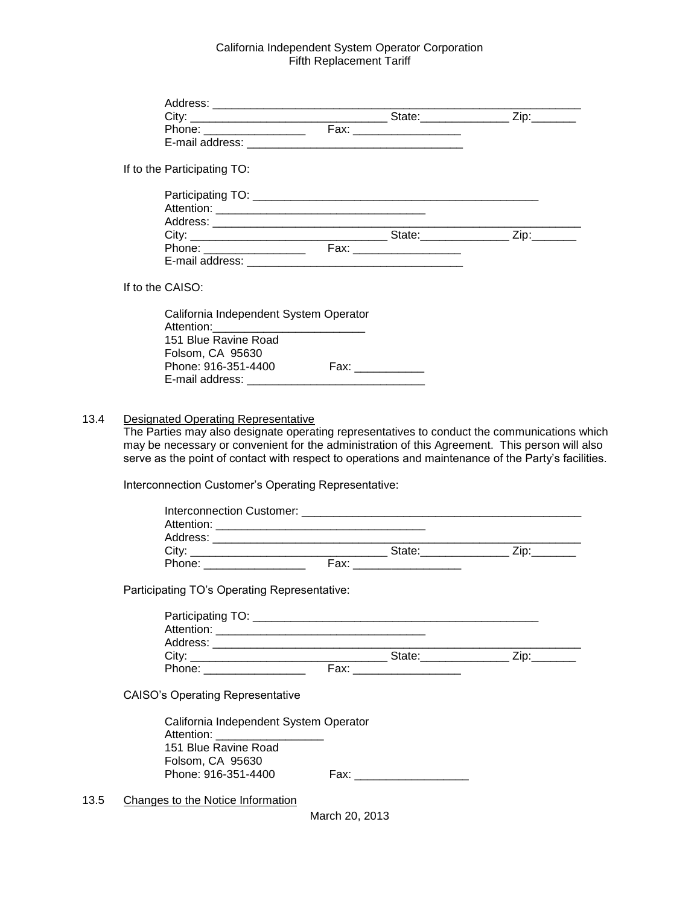Address: ____________________________________________________________
City: ______________________________ State:______________ Zip:_______
Phone: ________________ Fax: _________________
E-mail address: __________________________________

If to the Participating TO:

Participating TO: _____________________________________________
Attention: _________________________________
Address: ____________________________________________________________
City: ______________________________ State:______________ Zip:_______
Phone: ________________ Fax: _________________
E-mail address: __________________________________

If to the CAISO:

California Independent System Operator
Attention:________________________
151 Blue Ravine Road
Folsom, CA 95630
Phone: 916-351-4400 Fax: ___________
E-mail address: ___________________________

13.4 Designated Operating Representative

The Parties may also designate operating representatives to conduct the communications which may be necessary or convenient for the administration of this Agreement. This person will also serve as the point of contact with respect to operations and maintenance of the Party's facilities.

Interconnection Customer's Operating Representative:

Interconnection Customer: ____________________________________________
Attention: _________________________________
Address: ____________________________________________________________
City: ______________________________ State:______________ Zip:_______
Phone: ________________ Fax: _________________

Participating TO's Operating Representative:

Participating TO: _____________________________________________
Attention: _________________________________
Address: ____________________________________________________________
City: ______________________________ State:______________ Zip:_______
Phone: ________________ Fax: _________________

CAISO's Operating Representative

California Independent System Operator
Attention: ________________
151 Blue Ravine Road
Folsom, CA 95630
Phone: 916-351-4400 Fax: __________________

13.5 Changes to the Notice Information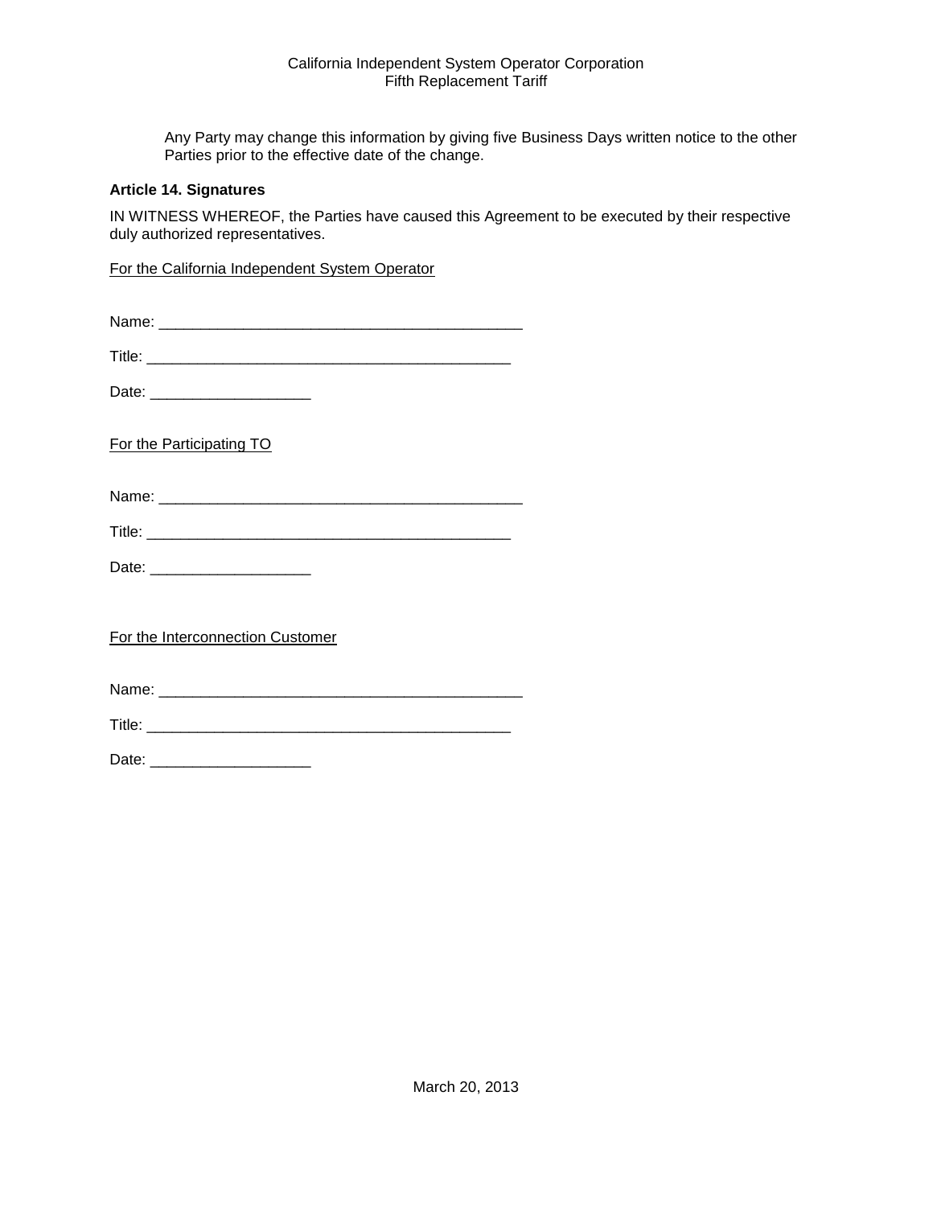Any Party may change this information by giving five Business Days written notice to the other Parties prior to the effective date of the change.

**Article 14. Signatures**

IN WITNESS WHEREOF, the Parties have caused this Agreement to be executed by their respective duly authorized representatives.

For the California Independent System Operator

Name: ___________________________________________

Title: ___________________________________________

Date: ___________________

For the Participating TO

Name: ___________________________________________

Title: ___________________________________________

Date: ___________________

For the Interconnection Customer

Name: ___________________________________________

Title: ___________________________________________

Date: ___________________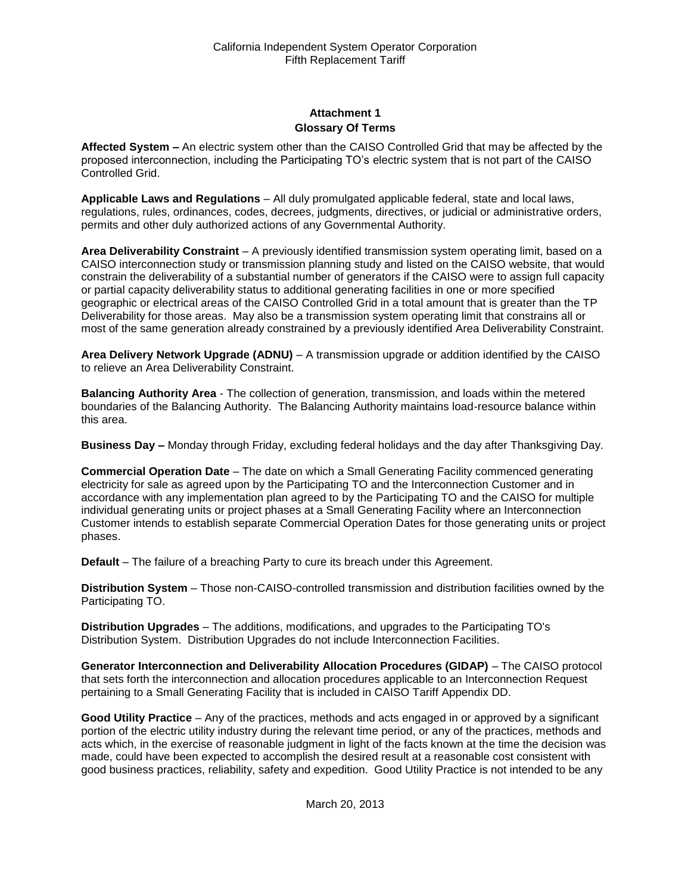## Attachment 1
## Glossary Of Terms

**Affected System –** An electric system other than the CAISO Controlled Grid that may be affected by the proposed interconnection, including the Participating TO's electric system that is not part of the CAISO Controlled Grid.

**Applicable Laws and Regulations** – All duly promulgated applicable federal, state and local laws, regulations, rules, ordinances, codes, decrees, judgments, directives, or judicial or administrative orders, permits and other duly authorized actions of any Governmental Authority.

**Area Deliverability Constraint** – A previously identified transmission system operating limit, based on a CAISO interconnection study or transmission planning study and listed on the CAISO website, that would constrain the deliverability of a substantial number of generators if the CAISO were to assign full capacity or partial capacity deliverability status to additional generating facilities in one or more specified geographic or electrical areas of the CAISO Controlled Grid in a total amount that is greater than the TP Deliverability for those areas. May also be a transmission system operating limit that constrains all or most of the same generation already constrained by a previously identified Area Deliverability Constraint.

**Area Delivery Network Upgrade (ADNU)** – A transmission upgrade or addition identified by the CAISO to relieve an Area Deliverability Constraint.

**Balancing Authority Area** - The collection of generation, transmission, and loads within the metered boundaries of the Balancing Authority. The Balancing Authority maintains load-resource balance within this area.

**Business Day –** Monday through Friday, excluding federal holidays and the day after Thanksgiving Day.

**Commercial Operation Date** – The date on which a Small Generating Facility commenced generating electricity for sale as agreed upon by the Participating TO and the Interconnection Customer and in accordance with any implementation plan agreed to by the Participating TO and the CAISO for multiple individual generating units or project phases at a Small Generating Facility where an Interconnection Customer intends to establish separate Commercial Operation Dates for those generating units or project phases.

**Default** – The failure of a breaching Party to cure its breach under this Agreement.

**Distribution System** – Those non-CAISO-controlled transmission and distribution facilities owned by the Participating TO.

**Distribution Upgrades** – The additions, modifications, and upgrades to the Participating TO's Distribution System. Distribution Upgrades do not include Interconnection Facilities.

**Generator Interconnection and Deliverability Allocation Procedures (GIDAP)** – The CAISO protocol that sets forth the interconnection and allocation procedures applicable to an Interconnection Request pertaining to a Small Generating Facility that is included in CAISO Tariff Appendix DD.

**Good Utility Practice** – Any of the practices, methods and acts engaged in or approved by a significant portion of the electric utility industry during the relevant time period, or any of the practices, methods and acts which, in the exercise of reasonable judgment in light of the facts known at the time the decision was made, could have been expected to accomplish the desired result at a reasonable cost consistent with good business practices, reliability, safety and expedition. Good Utility Practice is not intended to be any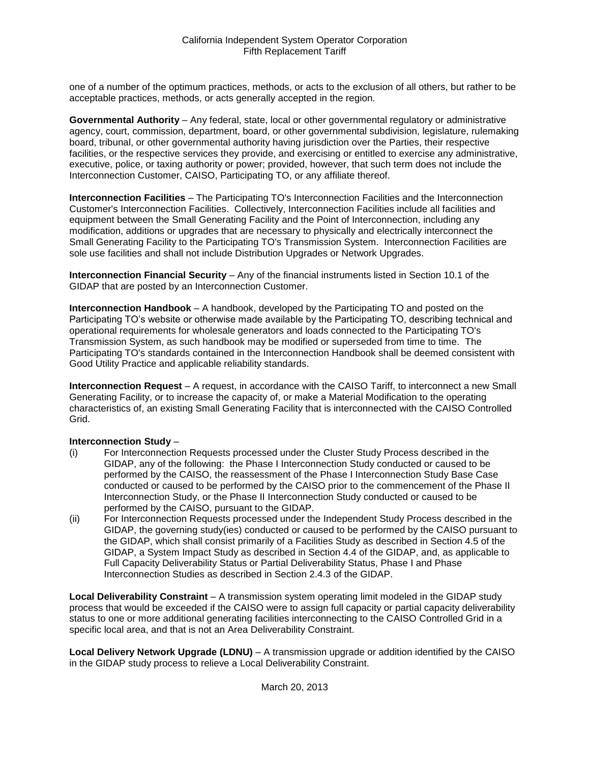one of a number of the optimum practices, methods, or acts to the exclusion of all others, but rather to be acceptable practices, methods, or acts generally accepted in the region.

**Governmental Authority** – Any federal, state, local or other governmental regulatory or administrative agency, court, commission, department, board, or other governmental subdivision, legislature, rulemaking board, tribunal, or other governmental authority having jurisdiction over the Parties, their respective facilities, or the respective services they provide, and exercising or entitled to exercise any administrative, executive, police, or taxing authority or power; provided, however, that such term does not include the Interconnection Customer, CAISO, Participating TO, or any affiliate thereof.

**Interconnection Facilities** – The Participating TO's Interconnection Facilities and the Interconnection Customer's Interconnection Facilities. Collectively, Interconnection Facilities include all facilities and equipment between the Small Generating Facility and the Point of Interconnection, including any modification, additions or upgrades that are necessary to physically and electrically interconnect the Small Generating Facility to the Participating TO's Transmission System. Interconnection Facilities are sole use facilities and shall not include Distribution Upgrades or Network Upgrades.

**Interconnection Financial Security** – Any of the financial instruments listed in Section 10.1 of the GIDAP that are posted by an Interconnection Customer.

**Interconnection Handbook** – A handbook, developed by the Participating TO and posted on the Participating TO's website or otherwise made available by the Participating TO, describing technical and operational requirements for wholesale generators and loads connected to the Participating TO's Transmission System, as such handbook may be modified or superseded from time to time. The Participating TO's standards contained in the Interconnection Handbook shall be deemed consistent with Good Utility Practice and applicable reliability standards.

**Interconnection Request** – A request, in accordance with the CAISO Tariff, to interconnect a new Small Generating Facility, or to increase the capacity of, or make a Material Modification to the operating characteristics of, an existing Small Generating Facility that is interconnected with the CAISO Controlled Grid.

**Interconnection Study** –

(i) For Interconnection Requests processed under the Cluster Study Process described in the GIDAP, any of the following: the Phase I Interconnection Study conducted or caused to be performed by the CAISO, the reassessment of the Phase I Interconnection Study Base Case conducted or caused to be performed by the CAISO prior to the commencement of the Phase II Interconnection Study, or the Phase II Interconnection Study conducted or caused to be performed by the CAISO, pursuant to the GIDAP.

(ii) For Interconnection Requests processed under the Independent Study Process described in the GIDAP, the governing study(ies) conducted or caused to be performed by the CAISO pursuant to the GIDAP, which shall consist primarily of a Facilities Study as described in Section 4.5 of the GIDAP, a System Impact Study as described in Section 4.4 of the GIDAP, and, as applicable to Full Capacity Deliverability Status or Partial Deliverability Status, Phase I and Phase Interconnection Studies as described in Section 2.4.3 of the GIDAP.

**Local Deliverability Constraint** – A transmission system operating limit modeled in the GIDAP study process that would be exceeded if the CAISO were to assign full capacity or partial capacity deliverability status to one or more additional generating facilities interconnecting to the CAISO Controlled Grid in a specific local area, and that is not an Area Deliverability Constraint.

**Local Delivery Network Upgrade (LDNU)** – A transmission upgrade or addition identified by the CAISO in the GIDAP study process to relieve a Local Deliverability Constraint.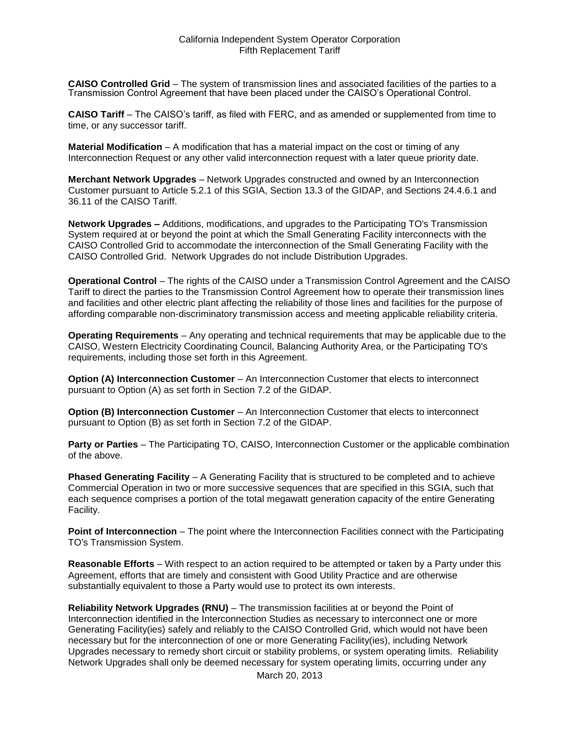**CAISO Controlled Grid** – The system of transmission lines and associated facilities of the parties to a Transmission Control Agreement that have been placed under the CAISO's Operational Control.

**CAISO Tariff** – The CAISO's tariff, as filed with FERC, and as amended or supplemented from time to time, or any successor tariff.

**Material Modification** – A modification that has a material impact on the cost or timing of any Interconnection Request or any other valid interconnection request with a later queue priority date.

**Merchant Network Upgrades** – Network Upgrades constructed and owned by an Interconnection Customer pursuant to Article 5.2.1 of this SGIA, Section 13.3 of the GIDAP, and Sections 24.4.6.1 and 36.11 of the CAISO Tariff.

**Network Upgrades –** Additions, modifications, and upgrades to the Participating TO's Transmission System required at or beyond the point at which the Small Generating Facility interconnects with the CAISO Controlled Grid to accommodate the interconnection of the Small Generating Facility with the CAISO Controlled Grid. Network Upgrades do not include Distribution Upgrades.

**Operational Control** – The rights of the CAISO under a Transmission Control Agreement and the CAISO Tariff to direct the parties to the Transmission Control Agreement how to operate their transmission lines and facilities and other electric plant affecting the reliability of those lines and facilities for the purpose of affording comparable non-discriminatory transmission access and meeting applicable reliability criteria.

**Operating Requirements** – Any operating and technical requirements that may be applicable due to the CAISO, Western Electricity Coordinating Council, Balancing Authority Area, or the Participating TO's requirements, including those set forth in this Agreement.

**Option (A) Interconnection Customer** – An Interconnection Customer that elects to interconnect pursuant to Option (A) as set forth in Section 7.2 of the GIDAP.

**Option (B) Interconnection Customer** – An Interconnection Customer that elects to interconnect pursuant to Option (B) as set forth in Section 7.2 of the GIDAP.

**Party or Parties** – The Participating TO, CAISO, Interconnection Customer or the applicable combination of the above.

**Phased Generating Facility** – A Generating Facility that is structured to be completed and to achieve Commercial Operation in two or more successive sequences that are specified in this SGIA, such that each sequence comprises a portion of the total megawatt generation capacity of the entire Generating Facility.

**Point of Interconnection** – The point where the Interconnection Facilities connect with the Participating TO's Transmission System.

**Reasonable Efforts** – With respect to an action required to be attempted or taken by a Party under this Agreement, efforts that are timely and consistent with Good Utility Practice and are otherwise substantially equivalent to those a Party would use to protect its own interests.

**Reliability Network Upgrades (RNU)** – The transmission facilities at or beyond the Point of Interconnection identified in the Interconnection Studies as necessary to interconnect one or more Generating Facility(ies) safely and reliably to the CAISO Controlled Grid, which would not have been necessary but for the interconnection of one or more Generating Facility(ies), including Network Upgrades necessary to remedy short circuit or stability problems, or system operating limits. Reliability Network Upgrades shall only be deemed necessary for system operating limits, occurring under any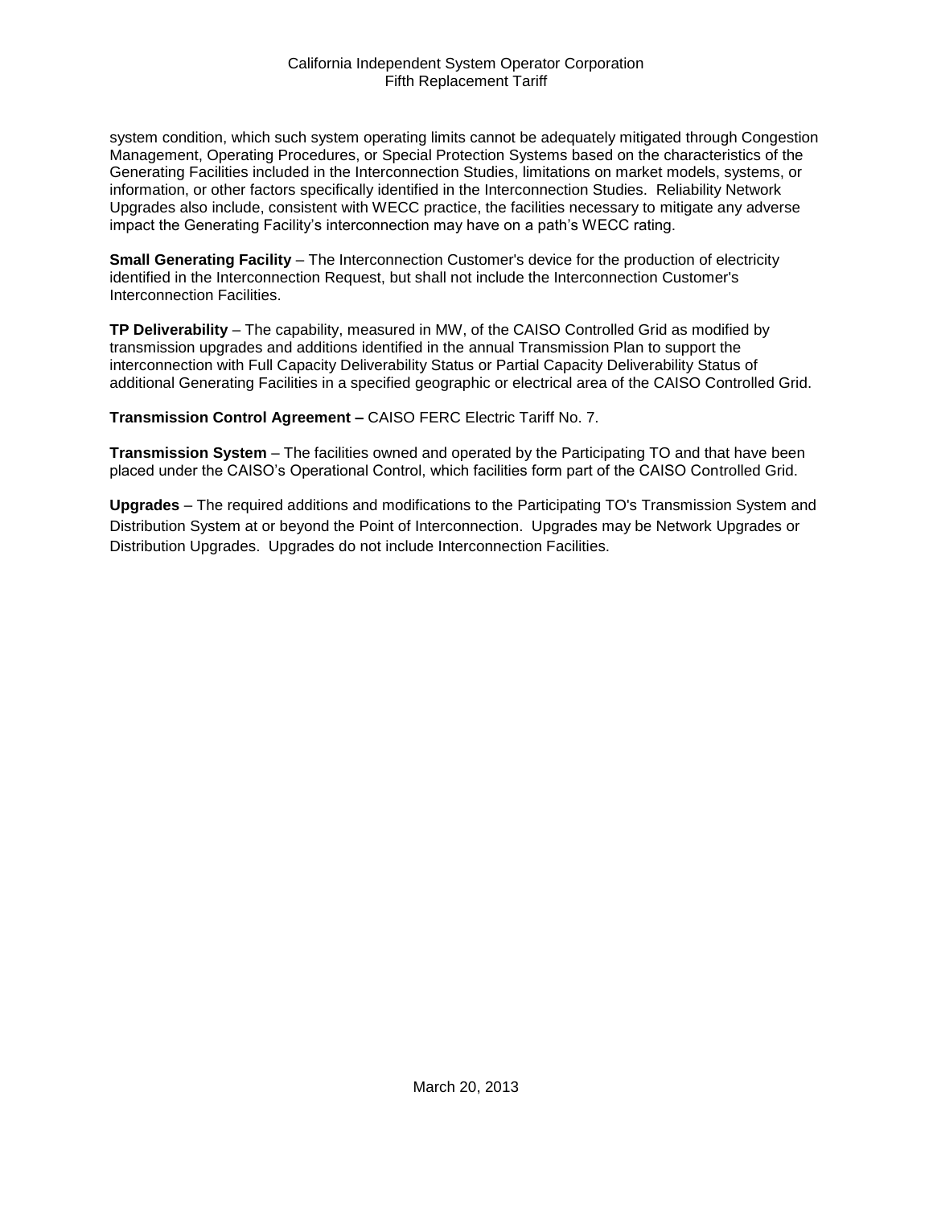system condition, which such system operating limits cannot be adequately mitigated through Congestion Management, Operating Procedures, or Special Protection Systems based on the characteristics of the Generating Facilities included in the Interconnection Studies, limitations on market models, systems, or information, or other factors specifically identified in the Interconnection Studies. Reliability Network Upgrades also include, consistent with WECC practice, the facilities necessary to mitigate any adverse impact the Generating Facility's interconnection may have on a path's WECC rating.

**Small Generating Facility** – The Interconnection Customer's device for the production of electricity identified in the Interconnection Request, but shall not include the Interconnection Customer's Interconnection Facilities.

**TP Deliverability** – The capability, measured in MW, of the CAISO Controlled Grid as modified by transmission upgrades and additions identified in the annual Transmission Plan to support the interconnection with Full Capacity Deliverability Status or Partial Capacity Deliverability Status of additional Generating Facilities in a specified geographic or electrical area of the CAISO Controlled Grid.

**Transmission Control Agreement –** CAISO FERC Electric Tariff No. 7.

**Transmission System** – The facilities owned and operated by the Participating TO and that have been placed under the CAISO's Operational Control, which facilities form part of the CAISO Controlled Grid.

**Upgrades** – The required additions and modifications to the Participating TO's Transmission System and Distribution System at or beyond the Point of Interconnection. Upgrades may be Network Upgrades or Distribution Upgrades. Upgrades do not include Interconnection Facilities.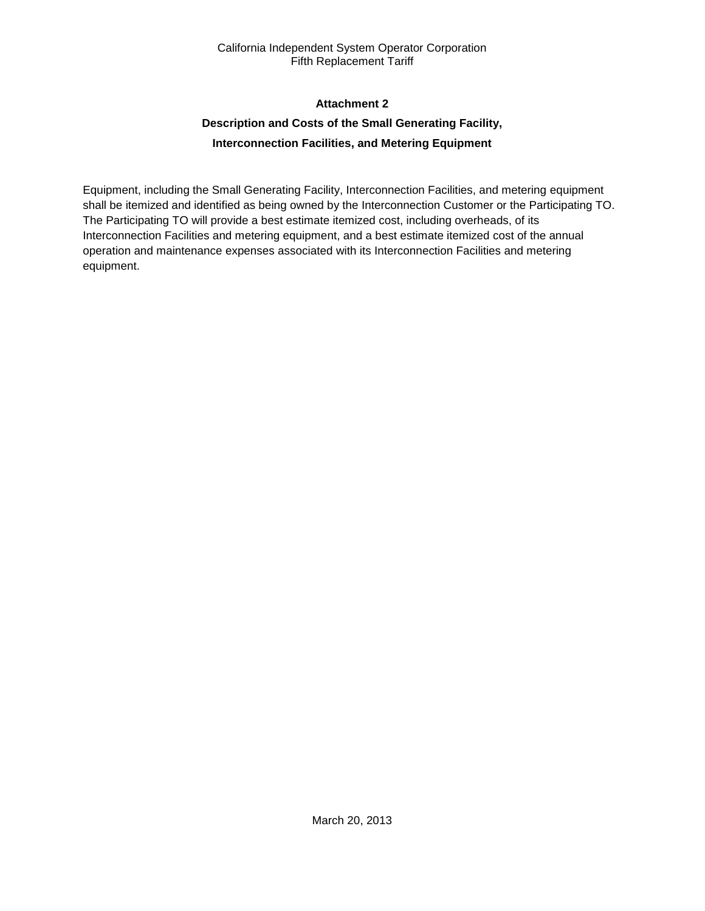## Attachment 2

## Description and Costs of the Small Generating Facility, Interconnection Facilities, and Metering Equipment

Equipment, including the Small Generating Facility, Interconnection Facilities, and metering equipment shall be itemized and identified as being owned by the Interconnection Customer or the Participating TO. The Participating TO will provide a best estimate itemized cost, including overheads, of its Interconnection Facilities and metering equipment, and a best estimate itemized cost of the annual operation and maintenance expenses associated with its Interconnection Facilities and metering equipment.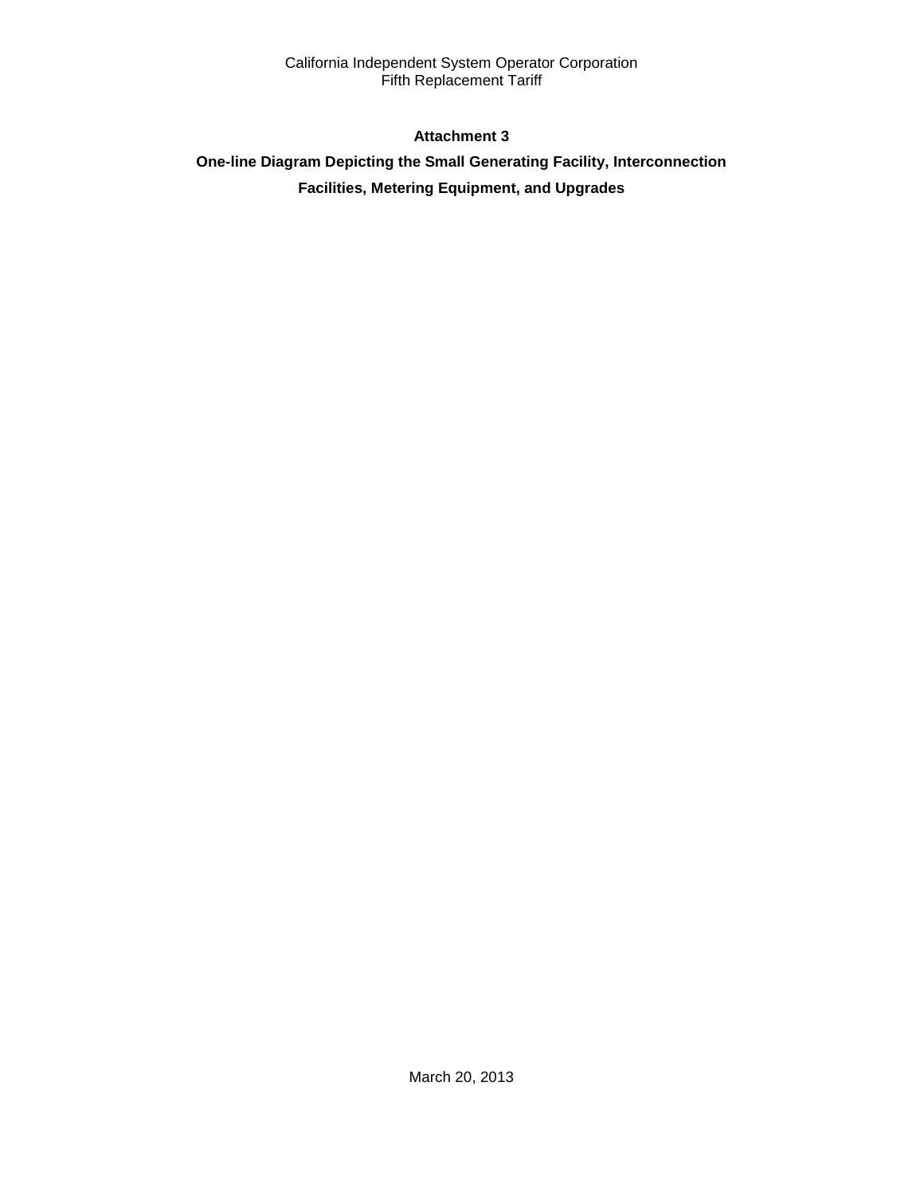**Attachment 3**

**One-line Diagram Depicting the Small Generating Facility, Interconnection Facilities, Metering Equipment, and Upgrades**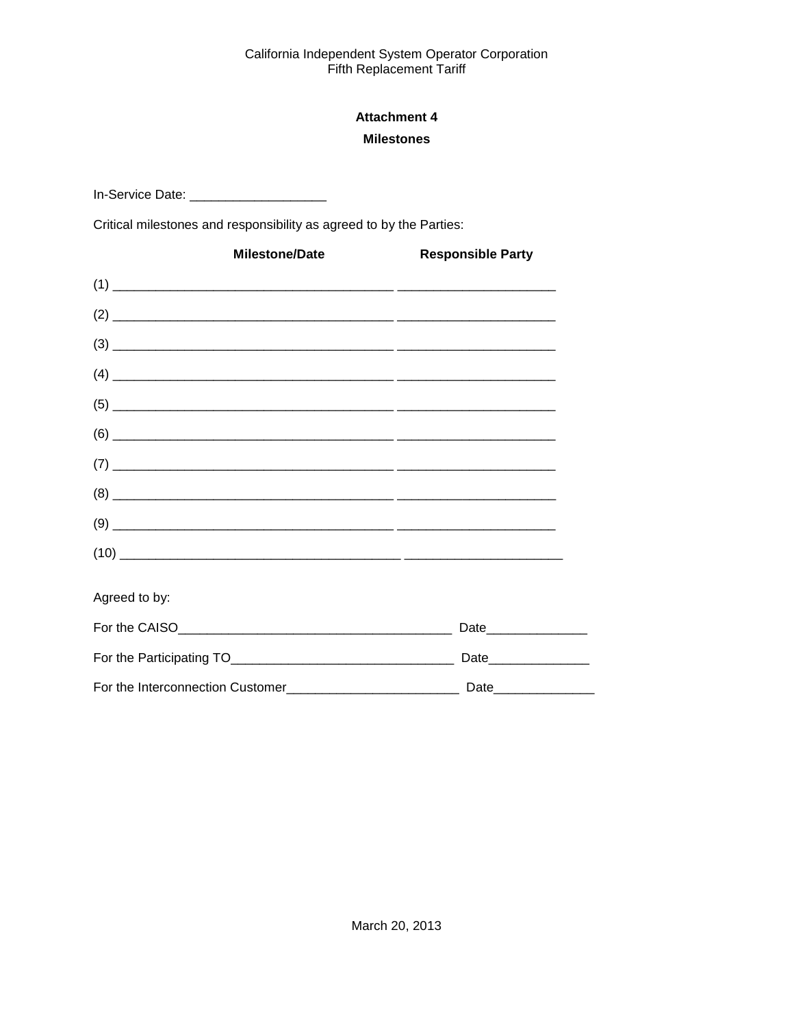## Attachment 4

## Milestones

In-Service Date: ___________________

Critical milestones and responsibility as agreed to by the Parties:

| | Milestone/Date | Responsible Party |
|---|---|---|
| (1) | _______________________________________ | ______________________ |
| (2) | _______________________________________ | ______________________ |
| (3) | _______________________________________ | ______________________ |
| (4) | _______________________________________ | ______________________ |
| (5) | _______________________________________ | ______________________ |
| (6) | _______________________________________ | ______________________ |
| (7) | _______________________________________ | ______________________ |
| (8) | _______________________________________ | ______________________ |
| (9) | _______________________________________ | ______________________ |
| (10) | _______________________________________ | ______________________ |

Agreed to by:

For the CAISO_____________________________________ Date______________

For the Participating TO______________________________ Date______________

For the Interconnection Customer________________________ Date______________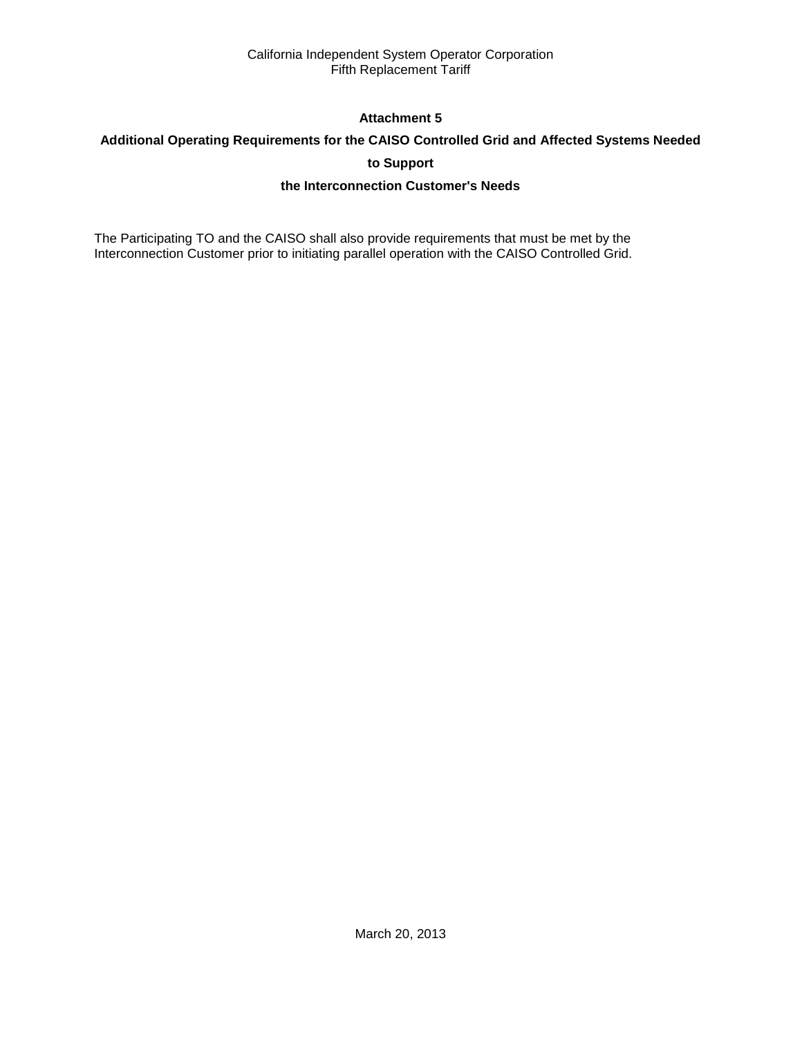## Attachment 5

## Additional Operating Requirements for the CAISO Controlled Grid and Affected Systems Needed to Support the Interconnection Customer's Needs

The Participating TO and the CAISO shall also provide requirements that must be met by the Interconnection Customer prior to initiating parallel operation with the CAISO Controlled Grid.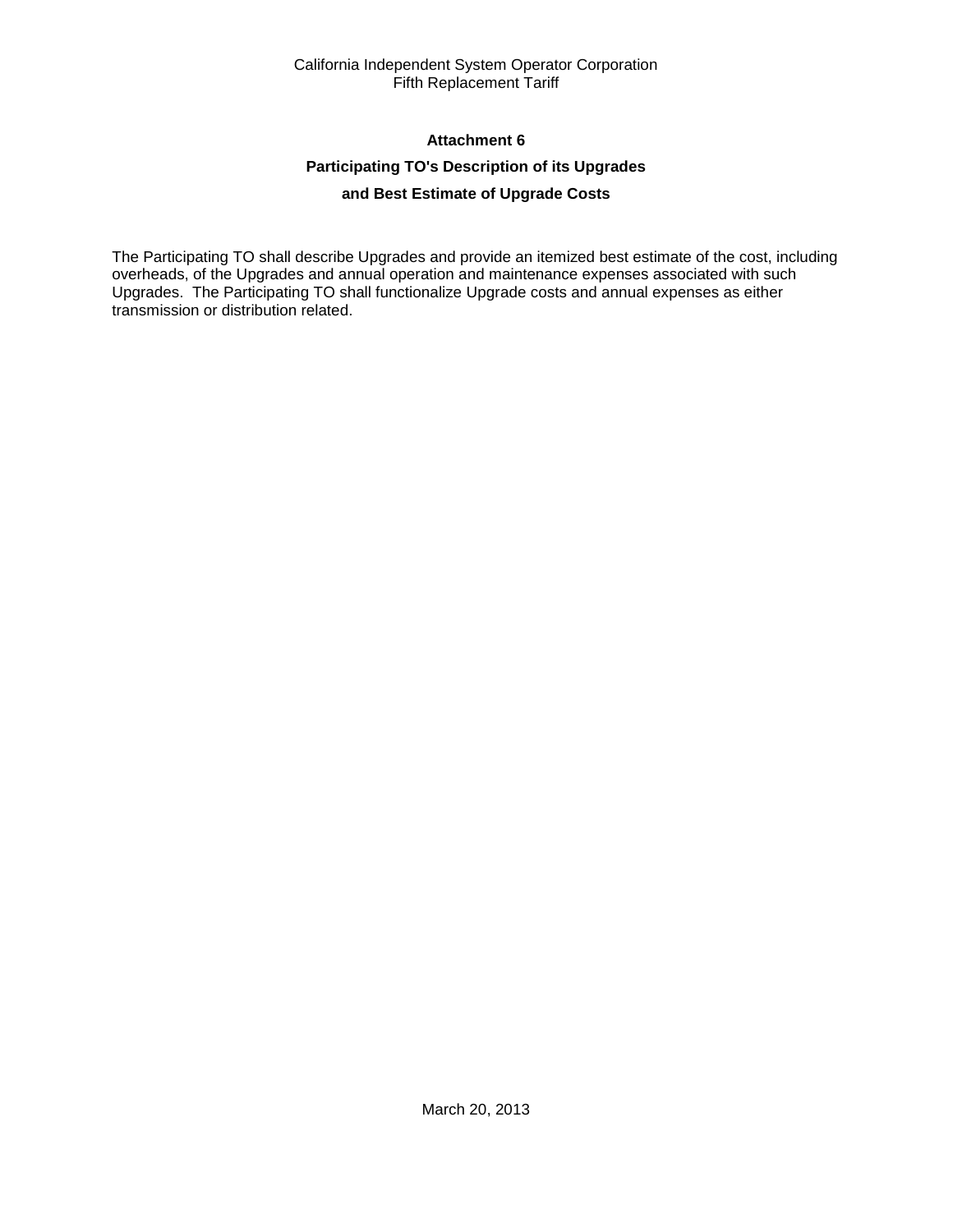## Attachment 6

## Participating TO's Description of its Upgrades and Best Estimate of Upgrade Costs

The Participating TO shall describe Upgrades and provide an itemized best estimate of the cost, including overheads, of the Upgrades and annual operation and maintenance expenses associated with such Upgrades. The Participating TO shall functionalize Upgrade costs and annual expenses as either transmission or distribution related.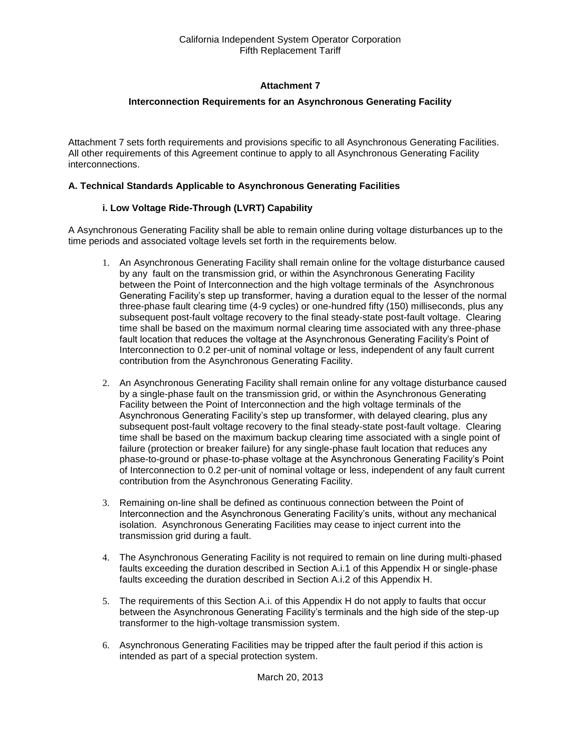**Attachment 7**

**Interconnection Requirements for an Asynchronous Generating Facility**

Attachment 7 sets forth requirements and provisions specific to all Asynchronous Generating Facilities. All other requirements of this Agreement continue to apply to all Asynchronous Generating Facility interconnections.

**A. Technical Standards Applicable to Asynchronous Generating Facilities**

**i. Low Voltage Ride-Through (LVRT) Capability**

A Asynchronous Generating Facility shall be able to remain online during voltage disturbances up to the time periods and associated voltage levels set forth in the requirements below.

1. An Asynchronous Generating Facility shall remain online for the voltage disturbance caused by any fault on the transmission grid, or within the Asynchronous Generating Facility between the Point of Interconnection and the high voltage terminals of the Asynchronous Generating Facility's step up transformer, having a duration equal to the lesser of the normal three-phase fault clearing time (4-9 cycles) or one-hundred fifty (150) milliseconds, plus any subsequent post-fault voltage recovery to the final steady-state post-fault voltage. Clearing time shall be based on the maximum normal clearing time associated with any three-phase fault location that reduces the voltage at the Asynchronous Generating Facility's Point of Interconnection to 0.2 per-unit of nominal voltage or less, independent of any fault current contribution from the Asynchronous Generating Facility.

2. An Asynchronous Generating Facility shall remain online for any voltage disturbance caused by a single-phase fault on the transmission grid, or within the Asynchronous Generating Facility between the Point of Interconnection and the high voltage terminals of the Asynchronous Generating Facility's step up transformer, with delayed clearing, plus any subsequent post-fault voltage recovery to the final steady-state post-fault voltage. Clearing time shall be based on the maximum backup clearing time associated with a single point of failure (protection or breaker failure) for any single-phase fault location that reduces any phase-to-ground or phase-to-phase voltage at the Asynchronous Generating Facility's Point of Interconnection to 0.2 per-unit of nominal voltage or less, independent of any fault current contribution from the Asynchronous Generating Facility.

3. Remaining on-line shall be defined as continuous connection between the Point of Interconnection and the Asynchronous Generating Facility's units, without any mechanical isolation. Asynchronous Generating Facilities may cease to inject current into the transmission grid during a fault.

4. The Asynchronous Generating Facility is not required to remain on line during multi-phased faults exceeding the duration described in Section A.i.1 of this Appendix H or single-phase faults exceeding the duration described in Section A.i.2 of this Appendix H.

5. The requirements of this Section A.i. of this Appendix H do not apply to faults that occur between the Asynchronous Generating Facility's terminals and the high side of the step-up transformer to the high-voltage transmission system.

6. Asynchronous Generating Facilities may be tripped after the fault period if this action is intended as part of a special protection system.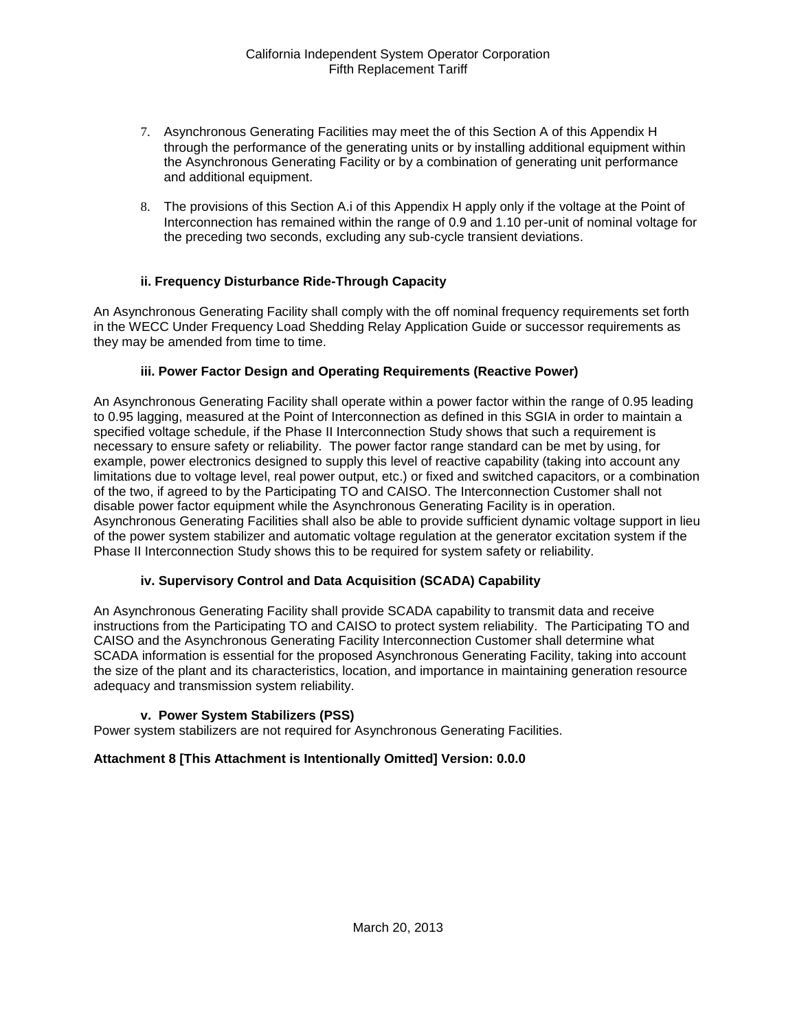7. Asynchronous Generating Facilities may meet the of this Section A of this Appendix H through the performance of the generating units or by installing additional equipment within the Asynchronous Generating Facility or by a combination of generating unit performance and additional equipment.

8. The provisions of this Section A.i of this Appendix H apply only if the voltage at the Point of Interconnection has remained within the range of 0.9 and 1.10 per-unit of nominal voltage for the preceding two seconds, excluding any sub-cycle transient deviations.

### ii. Frequency Disturbance Ride-Through Capacity

An Asynchronous Generating Facility shall comply with the off nominal frequency requirements set forth in the WECC Under Frequency Load Shedding Relay Application Guide or successor requirements as they may be amended from time to time.

### iii. Power Factor Design and Operating Requirements (Reactive Power)

An Asynchronous Generating Facility shall operate within a power factor within the range of 0.95 leading to 0.95 lagging, measured at the Point of Interconnection as defined in this SGIA in order to maintain a specified voltage schedule, if the Phase II Interconnection Study shows that such a requirement is necessary to ensure safety or reliability. The power factor range standard can be met by using, for example, power electronics designed to supply this level of reactive capability (taking into account any limitations due to voltage level, real power output, etc.) or fixed and switched capacitors, or a combination of the two, if agreed to by the Participating TO and CAISO. The Interconnection Customer shall not disable power factor equipment while the Asynchronous Generating Facility is in operation. Asynchronous Generating Facilities shall also be able to provide sufficient dynamic voltage support in lieu of the power system stabilizer and automatic voltage regulation at the generator excitation system if the Phase II Interconnection Study shows this to be required for system safety or reliability.

### iv. Supervisory Control and Data Acquisition (SCADA) Capability

An Asynchronous Generating Facility shall provide SCADA capability to transmit data and receive instructions from the Participating TO and CAISO to protect system reliability. The Participating TO and CAISO and the Asynchronous Generating Facility Interconnection Customer shall determine what SCADA information is essential for the proposed Asynchronous Generating Facility, taking into account the size of the plant and its characteristics, location, and importance in maintaining generation resource adequacy and transmission system reliability.

### v. Power System Stabilizers (PSS)

Power system stabilizers are not required for Asynchronous Generating Facilities.

**Attachment 8 [This Attachment is Intentionally Omitted] Version: 0.0.0**